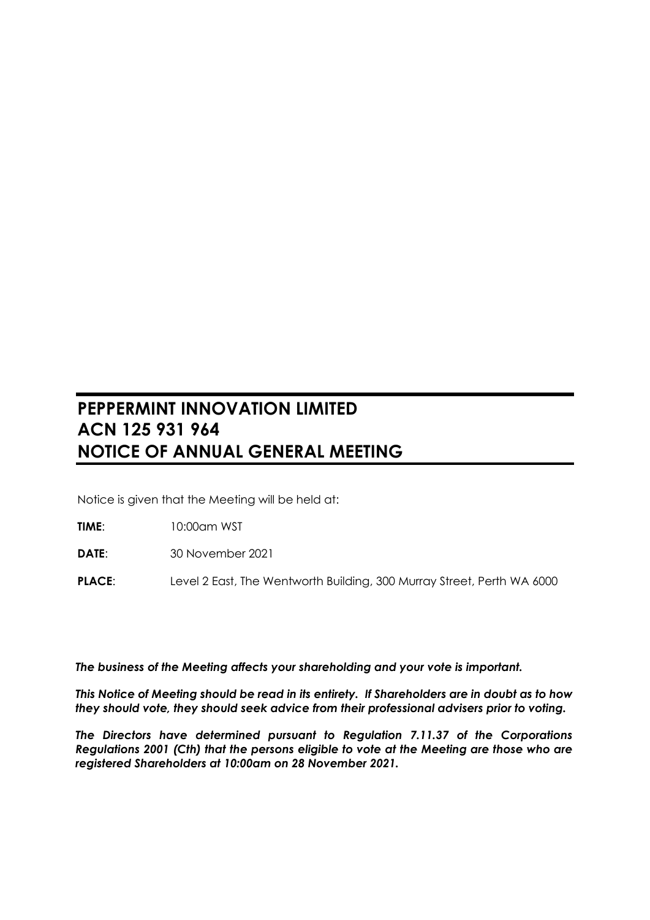# PEPPERMINT INNOVATION LIMITED
# ACN 125 931 964
# NOTICE OF ANNUAL GENERAL MEETING

Notice is given that the Meeting will be held at:

**TIME**: 10:00am WST

**DATE**: 30 November 2021

**PLACE**: Level 2 East, The Wentworth Building, 300 Murray Street, Perth WA 6000

***The business of the Meeting affects your shareholding and your vote is important.***

***This Notice of Meeting should be read in its entirety. If Shareholders are in doubt as to how they should vote, they should seek advice from their professional advisers prior to voting.***

***The Directors have determined pursuant to Regulation 7.11.37 of the Corporations Regulations 2001 (Cth) that the persons eligible to vote at the Meeting are those who are registered Shareholders at 10:00am on 28 November 2021.***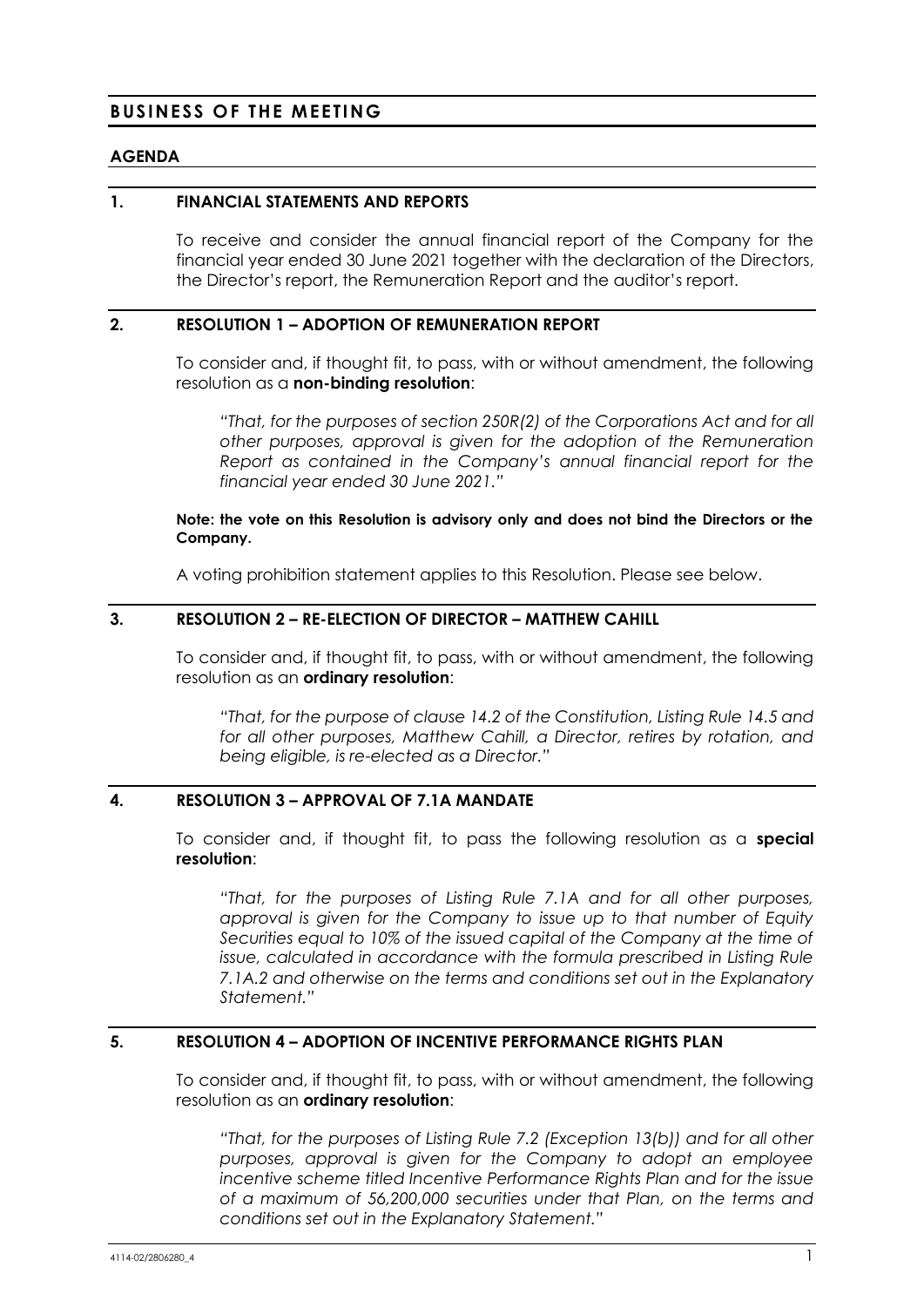## BUSINESS OF THE MEETING

### AGENDA

### 1. FINANCIAL STATEMENTS AND REPORTS

To receive and consider the annual financial report of the Company for the financial year ended 30 June 2021 together with the declaration of the Directors, the Director's report, the Remuneration Report and the auditor's report.

### 2. RESOLUTION 1 – ADOPTION OF REMUNERATION REPORT

To consider and, if thought fit, to pass, with or without amendment, the following resolution as a **non-binding resolution**:

> *"That, for the purposes of section 250R(2) of the Corporations Act and for all other purposes, approval is given for the adoption of the Remuneration Report as contained in the Company's annual financial report for the financial year ended 30 June 2021."*

**Note: the vote on this Resolution is advisory only and does not bind the Directors or the Company.**

A voting prohibition statement applies to this Resolution. Please see below.

### 3. RESOLUTION 2 – RE-ELECTION OF DIRECTOR – MATTHEW CAHILL

To consider and, if thought fit, to pass, with or without amendment, the following resolution as an **ordinary resolution**:

> *"That, for the purpose of clause 14.2 of the Constitution, Listing Rule 14.5 and for all other purposes, Matthew Cahill, a Director, retires by rotation, and being eligible, is re-elected as a Director."*

### 4. RESOLUTION 3 – APPROVAL OF 7.1A MANDATE

To consider and, if thought fit, to pass the following resolution as a **special resolution**:

> *"That, for the purposes of Listing Rule 7.1A and for all other purposes, approval is given for the Company to issue up to that number of Equity Securities equal to 10% of the issued capital of the Company at the time of issue, calculated in accordance with the formula prescribed in Listing Rule 7.1A.2 and otherwise on the terms and conditions set out in the Explanatory Statement."*

### 5. RESOLUTION 4 – ADOPTION OF INCENTIVE PERFORMANCE RIGHTS PLAN

To consider and, if thought fit, to pass, with or without amendment, the following resolution as an **ordinary resolution**:

> *"That, for the purposes of Listing Rule 7.2 (Exception 13(b)) and for all other purposes, approval is given for the Company to adopt an employee incentive scheme titled Incentive Performance Rights Plan and for the issue of a maximum of 56,200,000 securities under that Plan, on the terms and conditions set out in the Explanatory Statement."*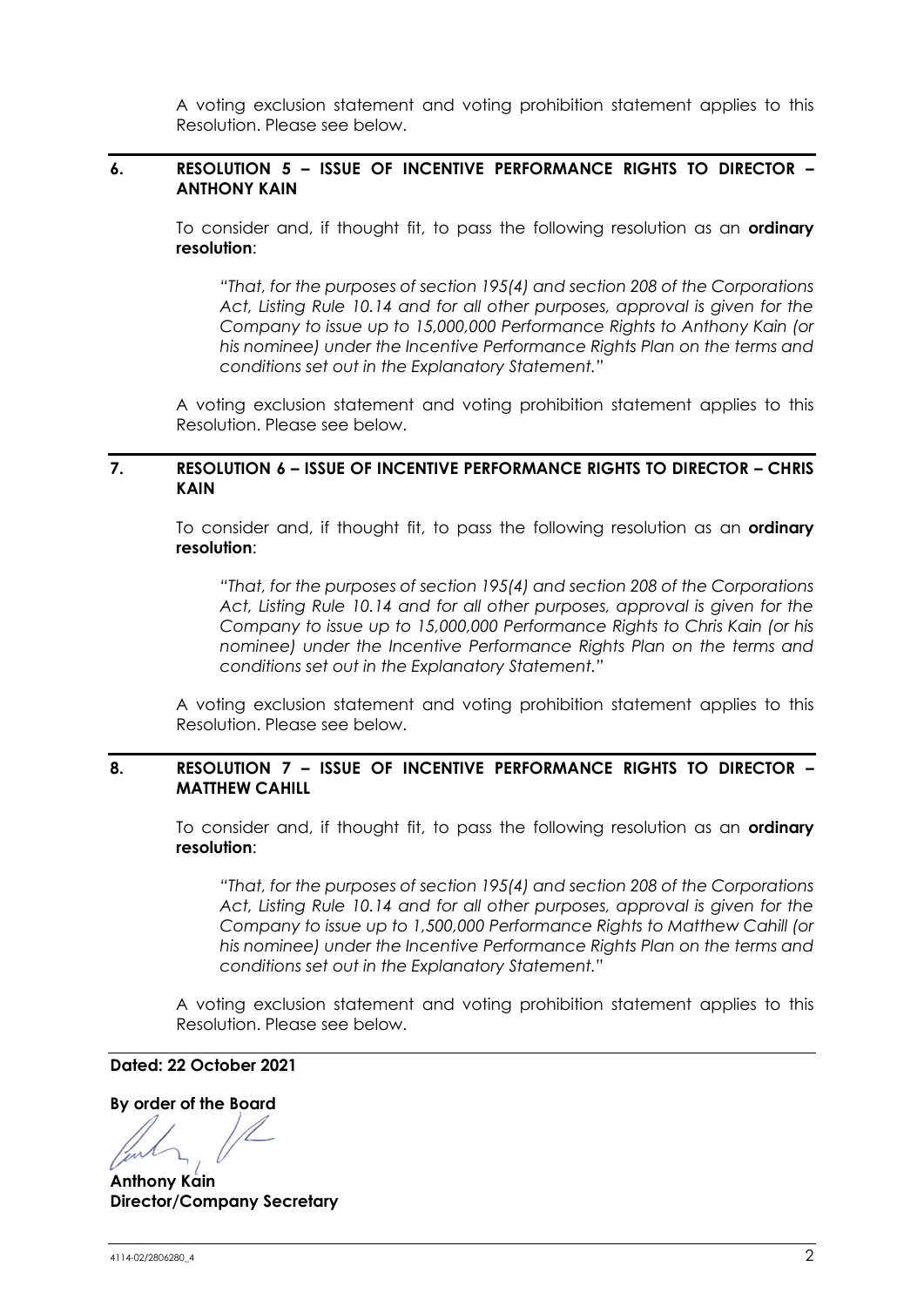A voting exclusion statement and voting prohibition statement applies to this Resolution. Please see below.

## 6. RESOLUTION 5 – ISSUE OF INCENTIVE PERFORMANCE RIGHTS TO DIRECTOR – ANTHONY KAIN

To consider and, if thought fit, to pass the following resolution as an **ordinary resolution**:

*"That, for the purposes of section 195(4) and section 208 of the Corporations Act, Listing Rule 10.14 and for all other purposes, approval is given for the Company to issue up to 15,000,000 Performance Rights to Anthony Kain (or his nominee) under the Incentive Performance Rights Plan on the terms and conditions set out in the Explanatory Statement."*

A voting exclusion statement and voting prohibition statement applies to this Resolution. Please see below.

## 7. RESOLUTION 6 – ISSUE OF INCENTIVE PERFORMANCE RIGHTS TO DIRECTOR – CHRIS KAIN

To consider and, if thought fit, to pass the following resolution as an **ordinary resolution**:

*"That, for the purposes of section 195(4) and section 208 of the Corporations Act, Listing Rule 10.14 and for all other purposes, approval is given for the Company to issue up to 15,000,000 Performance Rights to Chris Kain (or his nominee) under the Incentive Performance Rights Plan on the terms and conditions set out in the Explanatory Statement."*

A voting exclusion statement and voting prohibition statement applies to this Resolution. Please see below.

## 8. RESOLUTION 7 – ISSUE OF INCENTIVE PERFORMANCE RIGHTS TO DIRECTOR – MATTHEW CAHILL

To consider and, if thought fit, to pass the following resolution as an **ordinary resolution**:

*"That, for the purposes of section 195(4) and section 208 of the Corporations Act, Listing Rule 10.14 and for all other purposes, approval is given for the Company to issue up to 1,500,000 Performance Rights to Matthew Cahill (or his nominee) under the Incentive Performance Rights Plan on the terms and conditions set out in the Explanatory Statement."*

A voting exclusion statement and voting prohibition statement applies to this Resolution. Please see below.

**Dated: 22 October 2021**

**By order of the Board**

**Anthony Kain**
**Director/Company Secretary**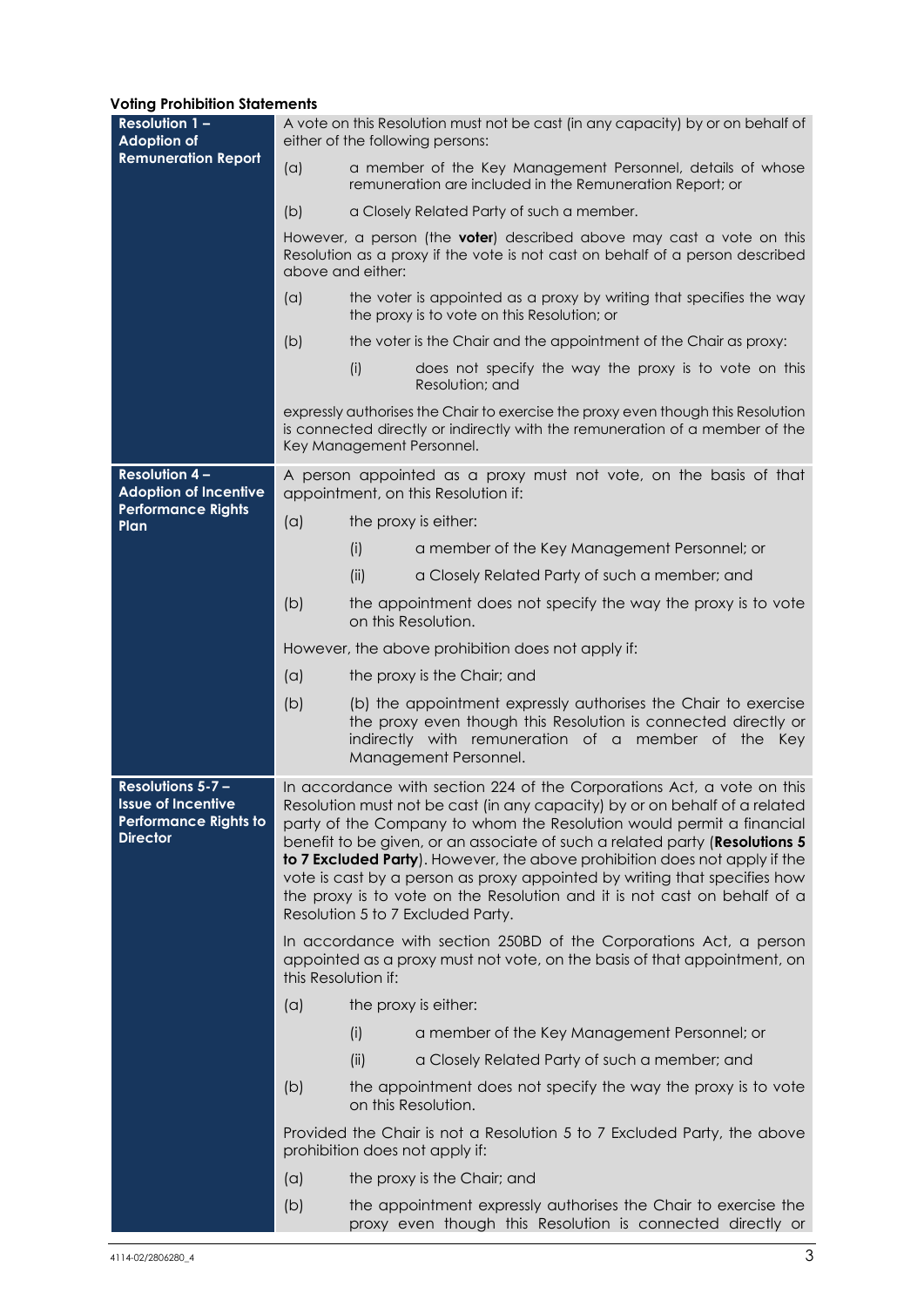**Voting Prohibition Statements**

| | |
|---|---|
| **Resolution 1 – Adoption of Remuneration Report** | A vote on this Resolution must not be cast (in any capacity) by or on behalf of either of the following persons:<br>(a) a member of the Key Management Personnel, details of whose remuneration are included in the Remuneration Report; or<br>(b) a Closely Related Party of such a member.<br>However, a person (the **voter**) described above may cast a vote on this Resolution as a proxy if the vote is not cast on behalf of a person described above and either:<br>(a) the voter is appointed as a proxy by writing that specifies the way the proxy is to vote on this Resolution; or<br>(b) the voter is the Chair and the appointment of the Chair as proxy:<br>(i) does not specify the way the proxy is to vote on this Resolution; and<br>expressly authorises the Chair to exercise the proxy even though this Resolution is connected directly or indirectly with the remuneration of a member of the Key Management Personnel. |
| **Resolution 4 – Adoption of Incentive Performance Rights Plan** | A person appointed as a proxy must not vote, on the basis of that appointment, on this Resolution if:<br>(a) the proxy is either:<br>(i) a member of the Key Management Personnel; or<br>(ii) a Closely Related Party of such a member; and<br>(b) the appointment does not specify the way the proxy is to vote on this Resolution.<br>However, the above prohibition does not apply if:<br>(a) the proxy is the Chair; and<br>(b) (b) the appointment expressly authorises the Chair to exercise the proxy even though this Resolution is connected directly or indirectly with remuneration of a member of the Key Management Personnel. |
| **Resolutions 5-7 – Issue of Incentive Performance Rights to Director** | In accordance with section 224 of the Corporations Act, a vote on this Resolution must not be cast (in any capacity) by or on behalf of a related party of the Company to whom the Resolution would permit a financial benefit to be given, or an associate of such a related party (**Resolutions 5 to 7 Excluded Party**). However, the above prohibition does not apply if the vote is cast by a person as proxy appointed by writing that specifies how the proxy is to vote on the Resolution and it is not cast on behalf of a Resolution 5 to 7 Excluded Party.<br>In accordance with section 250BD of the Corporations Act, a person appointed as a proxy must not vote, on the basis of that appointment, on this Resolution if:<br>(a) the proxy is either:<br>(i) a member of the Key Management Personnel; or<br>(ii) a Closely Related Party of such a member; and<br>(b) the appointment does not specify the way the proxy is to vote on this Resolution.<br>Provided the Chair is not a Resolution 5 to 7 Excluded Party, the above prohibition does not apply if:<br>(a) the proxy is the Chair; and<br>(b) the appointment expressly authorises the Chair to exercise the proxy even though this Resolution is connected directly or |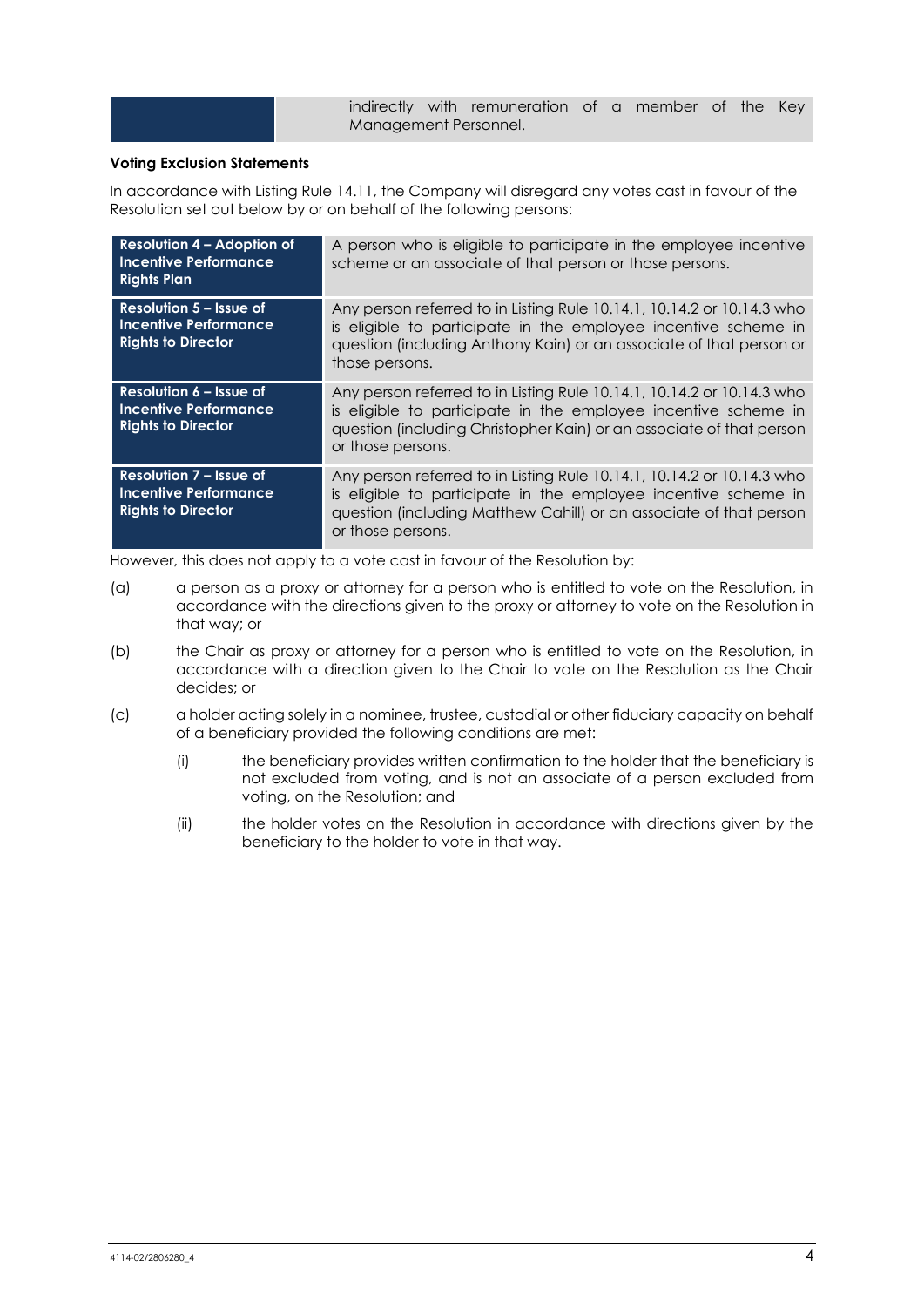| | indirectly with remuneration of a member of the Key Management Personnel. |
|---|---|

**Voting Exclusion Statements**

In accordance with Listing Rule 14.11, the Company will disregard any votes cast in favour of the Resolution set out below by or on behalf of the following persons:

| | |
|---|---|
| **Resolution 4 – Adoption of Incentive Performance Rights Plan** | A person who is eligible to participate in the employee incentive scheme or an associate of that person or those persons. |
| **Resolution 5 – Issue of Incentive Performance Rights to Director** | Any person referred to in Listing Rule 10.14.1, 10.14.2 or 10.14.3 who is eligible to participate in the employee incentive scheme in question (including Anthony Kain) or an associate of that person or those persons. |
| **Resolution 6 – Issue of Incentive Performance Rights to Director** | Any person referred to in Listing Rule 10.14.1, 10.14.2 or 10.14.3 who is eligible to participate in the employee incentive scheme in question (including Christopher Kain) or an associate of that person or those persons. |
| **Resolution 7 – Issue of Incentive Performance Rights to Director** | Any person referred to in Listing Rule 10.14.1, 10.14.2 or 10.14.3 who is eligible to participate in the employee incentive scheme in question (including Matthew Cahill) or an associate of that person or those persons. |

However, this does not apply to a vote cast in favour of the Resolution by:

(a) a person as a proxy or attorney for a person who is entitled to vote on the Resolution, in accordance with the directions given to the proxy or attorney to vote on the Resolution in that way; or

(b) the Chair as proxy or attorney for a person who is entitled to vote on the Resolution, in accordance with a direction given to the Chair to vote on the Resolution as the Chair decides; or

(c) a holder acting solely in a nominee, trustee, custodial or other fiduciary capacity on behalf of a beneficiary provided the following conditions are met:

   (i) the beneficiary provides written confirmation to the holder that the beneficiary is not excluded from voting, and is not an associate of a person excluded from voting, on the Resolution; and

   (ii) the holder votes on the Resolution in accordance with directions given by the beneficiary to the holder to vote in that way.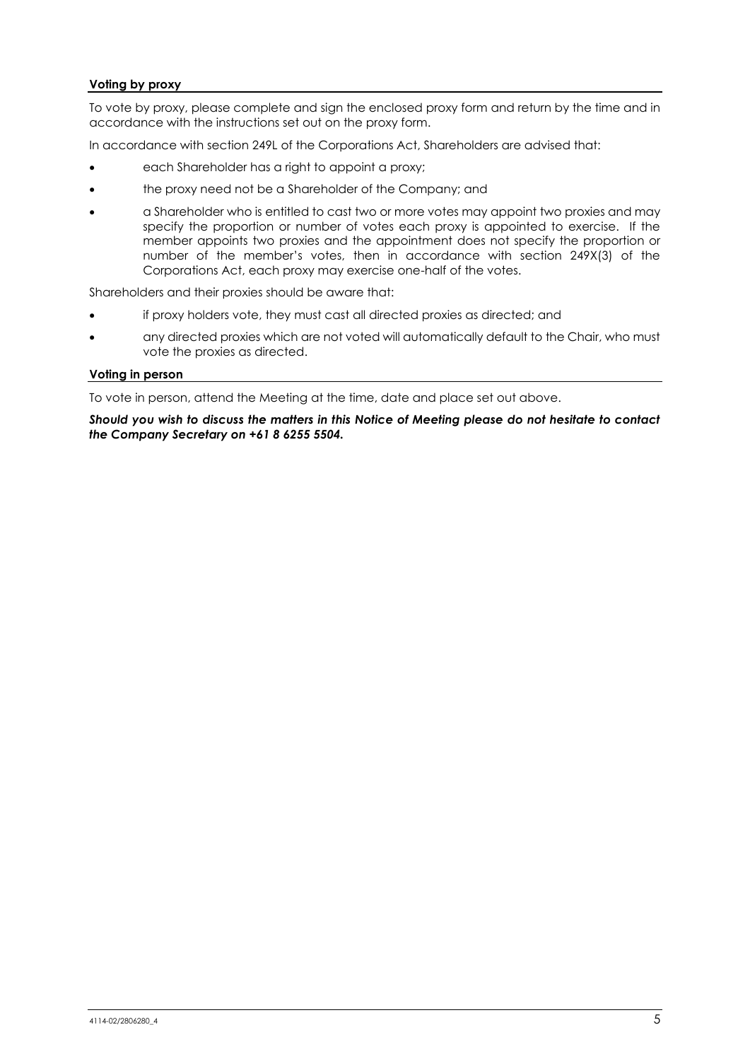**Voting by proxy**

To vote by proxy, please complete and sign the enclosed proxy form and return by the time and in accordance with the instructions set out on the proxy form.

In accordance with section 249L of the Corporations Act, Shareholders are advised that:

- each Shareholder has a right to appoint a proxy;
- the proxy need not be a Shareholder of the Company; and
- a Shareholder who is entitled to cast two or more votes may appoint two proxies and may specify the proportion or number of votes each proxy is appointed to exercise. If the member appoints two proxies and the appointment does not specify the proportion or number of the member's votes, then in accordance with section 249X(3) of the Corporations Act, each proxy may exercise one-half of the votes.

Shareholders and their proxies should be aware that:

- if proxy holders vote, they must cast all directed proxies as directed; and
- any directed proxies which are not voted will automatically default to the Chair, who must vote the proxies as directed.

**Voting in person**

To vote in person, attend the Meeting at the time, date and place set out above.

***Should you wish to discuss the matters in this Notice of Meeting please do not hesitate to contact the Company Secretary on +61 8 6255 5504.***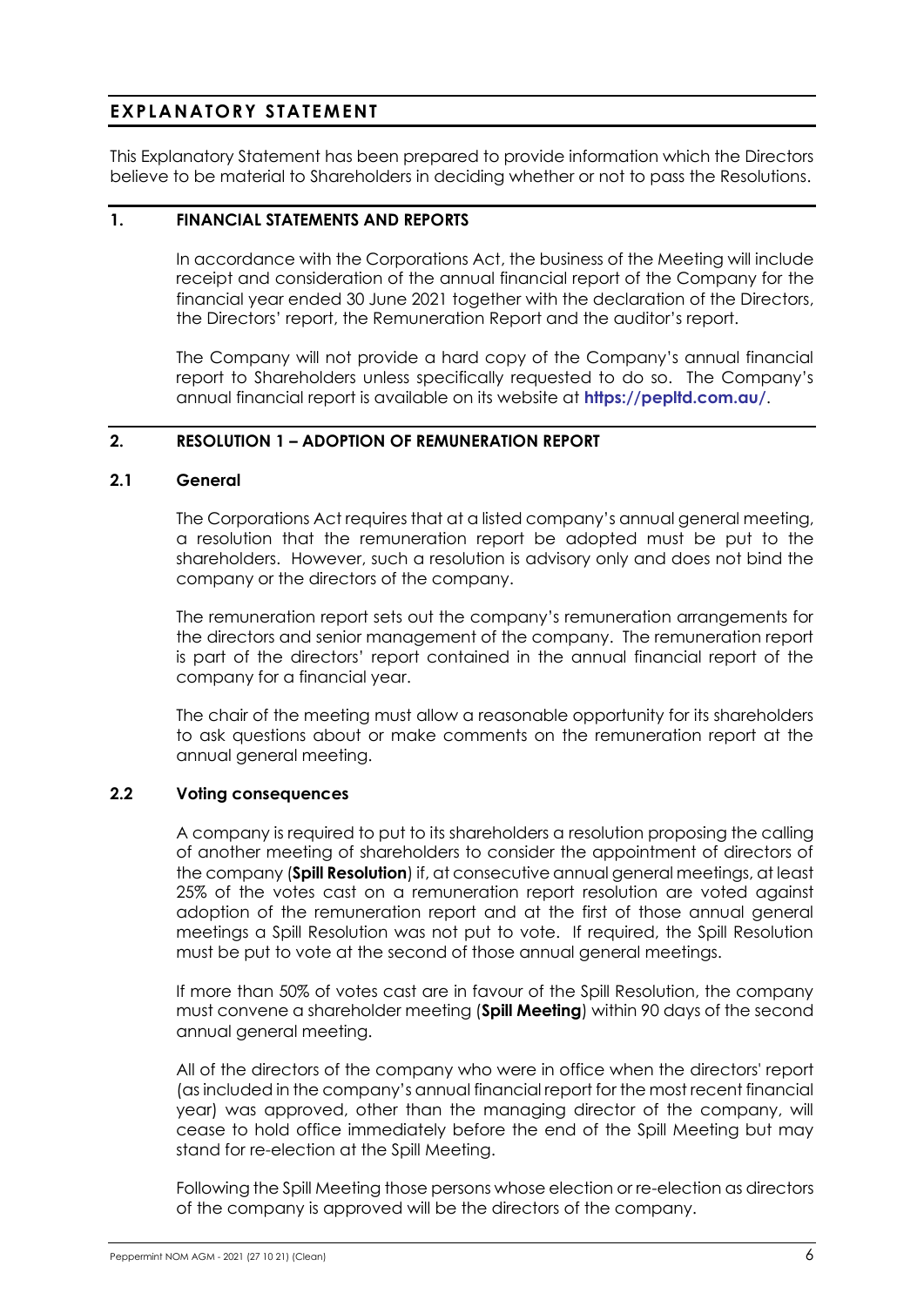# EXPLANATORY STATEMENT

This Explanatory Statement has been prepared to provide information which the Directors believe to be material to Shareholders in deciding whether or not to pass the Resolutions.

## 1. FINANCIAL STATEMENTS AND REPORTS

In accordance with the Corporations Act, the business of the Meeting will include receipt and consideration of the annual financial report of the Company for the financial year ended 30 June 2021 together with the declaration of the Directors, the Directors' report, the Remuneration Report and the auditor's report.

The Company will not provide a hard copy of the Company's annual financial report to Shareholders unless specifically requested to do so. The Company's annual financial report is available on its website at **https://pepltd.com.au/**.

## 2. RESOLUTION 1 – ADOPTION OF REMUNERATION REPORT

### 2.1 General

The Corporations Act requires that at a listed company's annual general meeting, a resolution that the remuneration report be adopted must be put to the shareholders. However, such a resolution is advisory only and does not bind the company or the directors of the company.

The remuneration report sets out the company's remuneration arrangements for the directors and senior management of the company. The remuneration report is part of the directors' report contained in the annual financial report of the company for a financial year.

The chair of the meeting must allow a reasonable opportunity for its shareholders to ask questions about or make comments on the remuneration report at the annual general meeting.

### 2.2 Voting consequences

A company is required to put to its shareholders a resolution proposing the calling of another meeting of shareholders to consider the appointment of directors of the company (**Spill Resolution**) if, at consecutive annual general meetings, at least 25% of the votes cast on a remuneration report resolution are voted against adoption of the remuneration report and at the first of those annual general meetings a Spill Resolution was not put to vote. If required, the Spill Resolution must be put to vote at the second of those annual general meetings.

If more than 50% of votes cast are in favour of the Spill Resolution, the company must convene a shareholder meeting (**Spill Meeting**) within 90 days of the second annual general meeting.

All of the directors of the company who were in office when the directors' report (as included in the company's annual financial report for the most recent financial year) was approved, other than the managing director of the company, will cease to hold office immediately before the end of the Spill Meeting but may stand for re-election at the Spill Meeting.

Following the Spill Meeting those persons whose election or re-election as directors of the company is approved will be the directors of the company.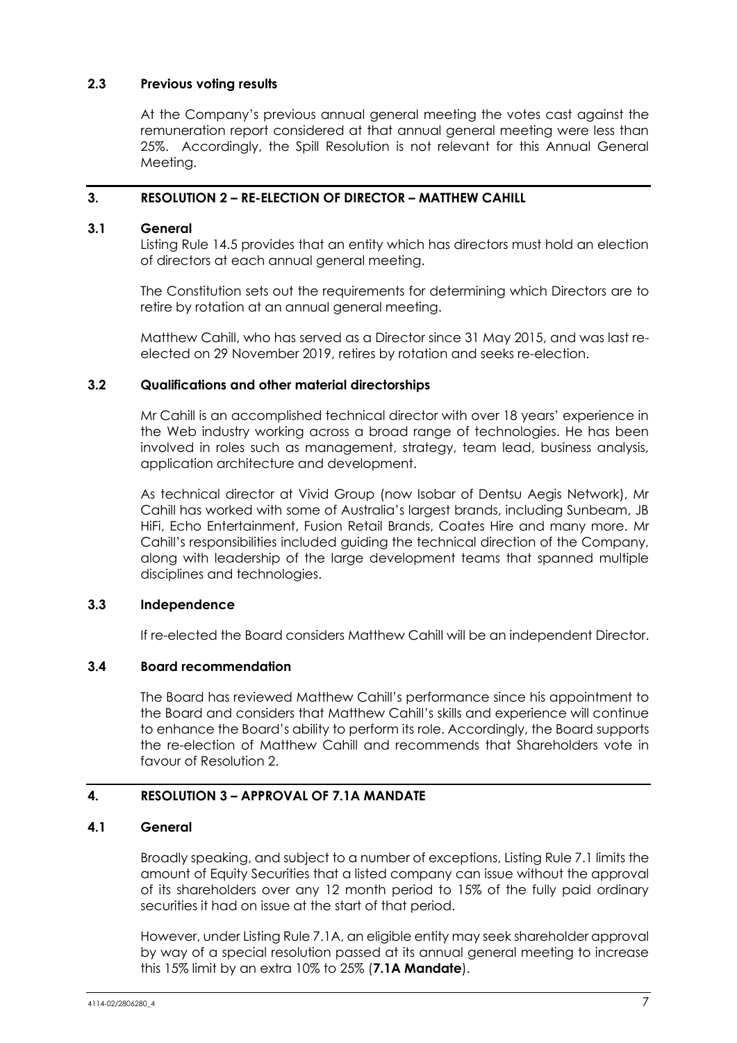### 2.3 Previous voting results

At the Company's previous annual general meeting the votes cast against the remuneration report considered at that annual general meeting were less than 25%. Accordingly, the Spill Resolution is not relevant for this Annual General Meeting.

## 3. RESOLUTION 2 – RE-ELECTION OF DIRECTOR – MATTHEW CAHILL

### 3.1 General

Listing Rule 14.5 provides that an entity which has directors must hold an election of directors at each annual general meeting.

The Constitution sets out the requirements for determining which Directors are to retire by rotation at an annual general meeting.

Matthew Cahill, who has served as a Director since 31 May 2015, and was last re-elected on 29 November 2019, retires by rotation and seeks re-election.

### 3.2 Qualifications and other material directorships

Mr Cahill is an accomplished technical director with over 18 years' experience in the Web industry working across a broad range of technologies. He has been involved in roles such as management, strategy, team lead, business analysis, application architecture and development.

As technical director at Vivid Group (now Isobar of Dentsu Aegis Network), Mr Cahill has worked with some of Australia's largest brands, including Sunbeam, JB HiFi, Echo Entertainment, Fusion Retail Brands, Coates Hire and many more. Mr Cahill's responsibilities included guiding the technical direction of the Company, along with leadership of the large development teams that spanned multiple disciplines and technologies.

### 3.3 Independence

If re-elected the Board considers Matthew Cahill will be an independent Director.

### 3.4 Board recommendation

The Board has reviewed Matthew Cahill's performance since his appointment to the Board and considers that Matthew Cahill's skills and experience will continue to enhance the Board's ability to perform its role. Accordingly, the Board supports the re-election of Matthew Cahill and recommends that Shareholders vote in favour of Resolution 2.

## 4. RESOLUTION 3 – APPROVAL OF 7.1A MANDATE

### 4.1 General

Broadly speaking, and subject to a number of exceptions, Listing Rule 7.1 limits the amount of Equity Securities that a listed company can issue without the approval of its shareholders over any 12 month period to 15% of the fully paid ordinary securities it had on issue at the start of that period.

However, under Listing Rule 7.1A, an eligible entity may seek shareholder approval by way of a special resolution passed at its annual general meeting to increase this 15% limit by an extra 10% to 25% (**7.1A Mandate**).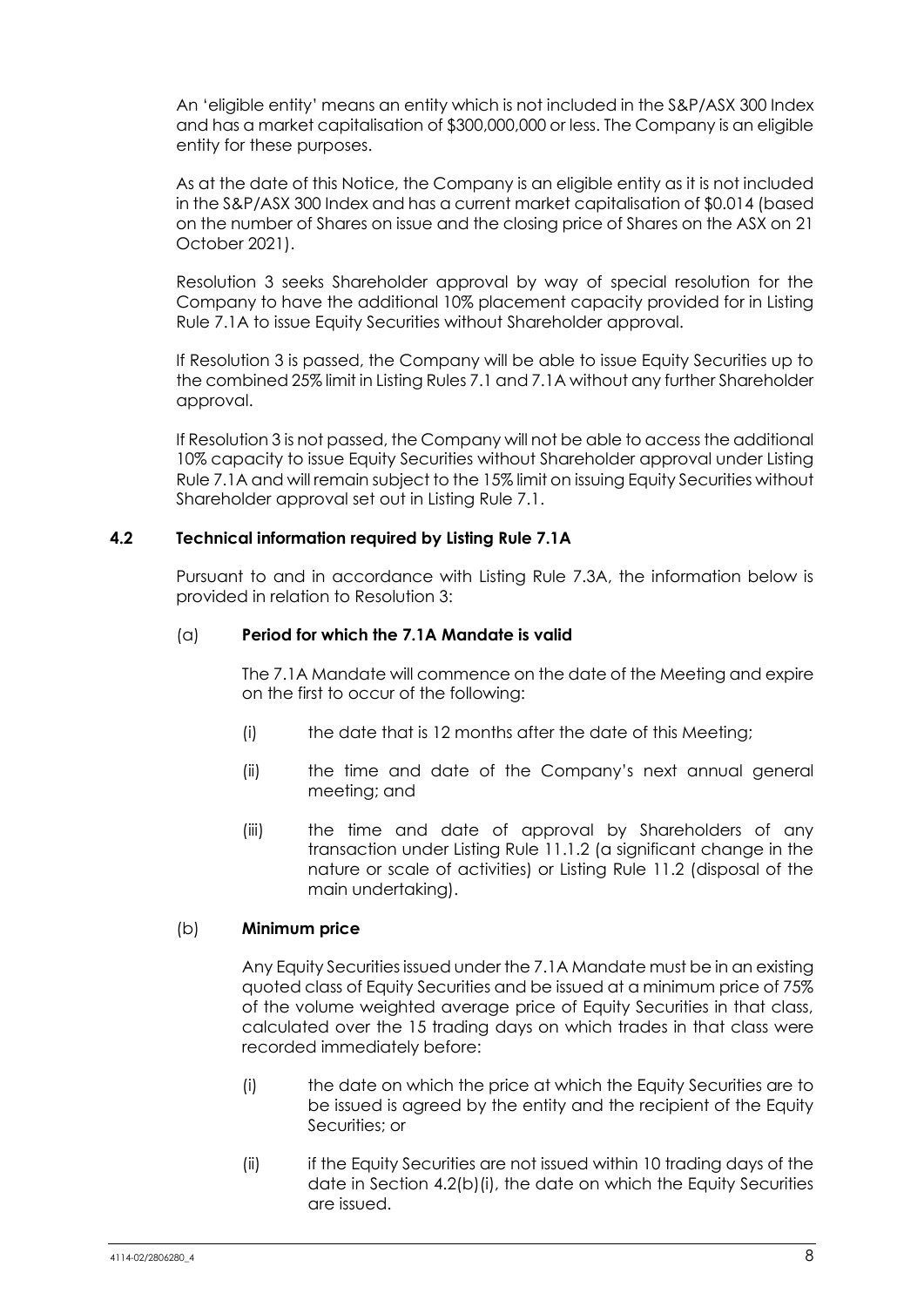An 'eligible entity' means an entity which is not included in the S&P/ASX 300 Index and has a market capitalisation of $300,000,000 or less. The Company is an eligible entity for these purposes.

As at the date of this Notice, the Company is an eligible entity as it is not included in the S&P/ASX 300 Index and has a current market capitalisation of $0.014 (based on the number of Shares on issue and the closing price of Shares on the ASX on 21 October 2021).

Resolution 3 seeks Shareholder approval by way of special resolution for the Company to have the additional 10% placement capacity provided for in Listing Rule 7.1A to issue Equity Securities without Shareholder approval.

If Resolution 3 is passed, the Company will be able to issue Equity Securities up to the combined 25% limit in Listing Rules 7.1 and 7.1A without any further Shareholder approval.

If Resolution 3 is not passed, the Company will not be able to access the additional 10% capacity to issue Equity Securities without Shareholder approval under Listing Rule 7.1A and will remain subject to the 15% limit on issuing Equity Securities without Shareholder approval set out in Listing Rule 7.1.

### 4.2 Technical information required by Listing Rule 7.1A

Pursuant to and in accordance with Listing Rule 7.3A, the information below is provided in relation to Resolution 3:

(a) **Period for which the 7.1A Mandate is valid**

The 7.1A Mandate will commence on the date of the Meeting and expire on the first to occur of the following:

(i) the date that is 12 months after the date of this Meeting;

(ii) the time and date of the Company's next annual general meeting; and

(iii) the time and date of approval by Shareholders of any transaction under Listing Rule 11.1.2 (a significant change in the nature or scale of activities) or Listing Rule 11.2 (disposal of the main undertaking).

(b) **Minimum price**

Any Equity Securities issued under the 7.1A Mandate must be in an existing quoted class of Equity Securities and be issued at a minimum price of 75% of the volume weighted average price of Equity Securities in that class, calculated over the 15 trading days on which trades in that class were recorded immediately before:

(i) the date on which the price at which the Equity Securities are to be issued is agreed by the entity and the recipient of the Equity Securities; or

(ii) if the Equity Securities are not issued within 10 trading days of the date in Section 4.2(b)(i), the date on which the Equity Securities are issued.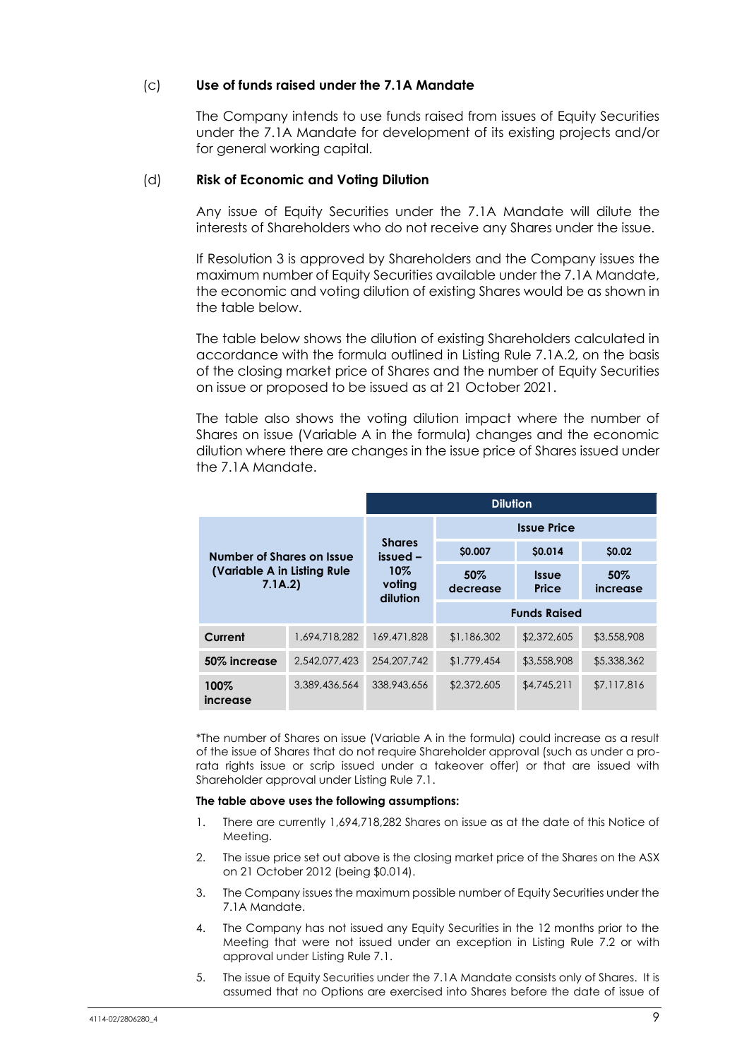(c) **Use of funds raised under the 7.1A Mandate**

The Company intends to use funds raised from issues of Equity Securities under the 7.1A Mandate for development of its existing projects and/or for general working capital.

(d) **Risk of Economic and Voting Dilution**

Any issue of Equity Securities under the 7.1A Mandate will dilute the interests of Shareholders who do not receive any Shares under the issue.

If Resolution 3 is approved by Shareholders and the Company issues the maximum number of Equity Securities available under the 7.1A Mandate, the economic and voting dilution of existing Shares would be as shown in the table below.

The table below shows the dilution of existing Shareholders calculated in accordance with the formula outlined in Listing Rule 7.1A.2, on the basis of the closing market price of Shares and the number of Equity Securities on issue or proposed to be issued as at 21 October 2021.

The table also shows the voting dilution impact where the number of Shares on issue (Variable A in the formula) changes and the economic dilution where there are changes in the issue price of Shares issued under the 7.1A Mandate.

| Number of Shares on Issue (Variable A in Listing Rule 7.1A.2) | | Dilution | | | |
|---|---|---|---|---|---|
| | | Shares issued – 10% voting dilution | Issue Price | | |
| | | | $0.007 | $0.014 | $0.02 |
| | | | 50% decrease | Issue Price | 50% increase |
| | | | Funds Raised | | |
| **Current** | 1,694,718,282 | 169,471,828 | $1,186,302 | $2,372,605 | $3,558,908 |
| **50% increase** | 2,542,077,423 | 254,207,742 | $1,779,454 | $3,558,908 | $5,338,362 |
| **100% increase** | 3,389,436,564 | 338,943,656 | $2,372,605 | $4,745,211 | $7,117,816 |

*The number of Shares on issue (Variable A in the formula) could increase as a result of the issue of Shares that do not require Shareholder approval (such as under a pro-rata rights issue or scrip issued under a takeover offer) or that are issued with Shareholder approval under Listing Rule 7.1.

**The table above uses the following assumptions:**

1. There are currently 1,694,718,282 Shares on issue as at the date of this Notice of Meeting.
2. The issue price set out above is the closing market price of the Shares on the ASX on 21 October 2012 (being $0.014).
3. The Company issues the maximum possible number of Equity Securities under the 7.1A Mandate.
4. The Company has not issued any Equity Securities in the 12 months prior to the Meeting that were not issued under an exception in Listing Rule 7.2 or with approval under Listing Rule 7.1.
5. The issue of Equity Securities under the 7.1A Mandate consists only of Shares. It is assumed that no Options are exercised into Shares before the date of issue of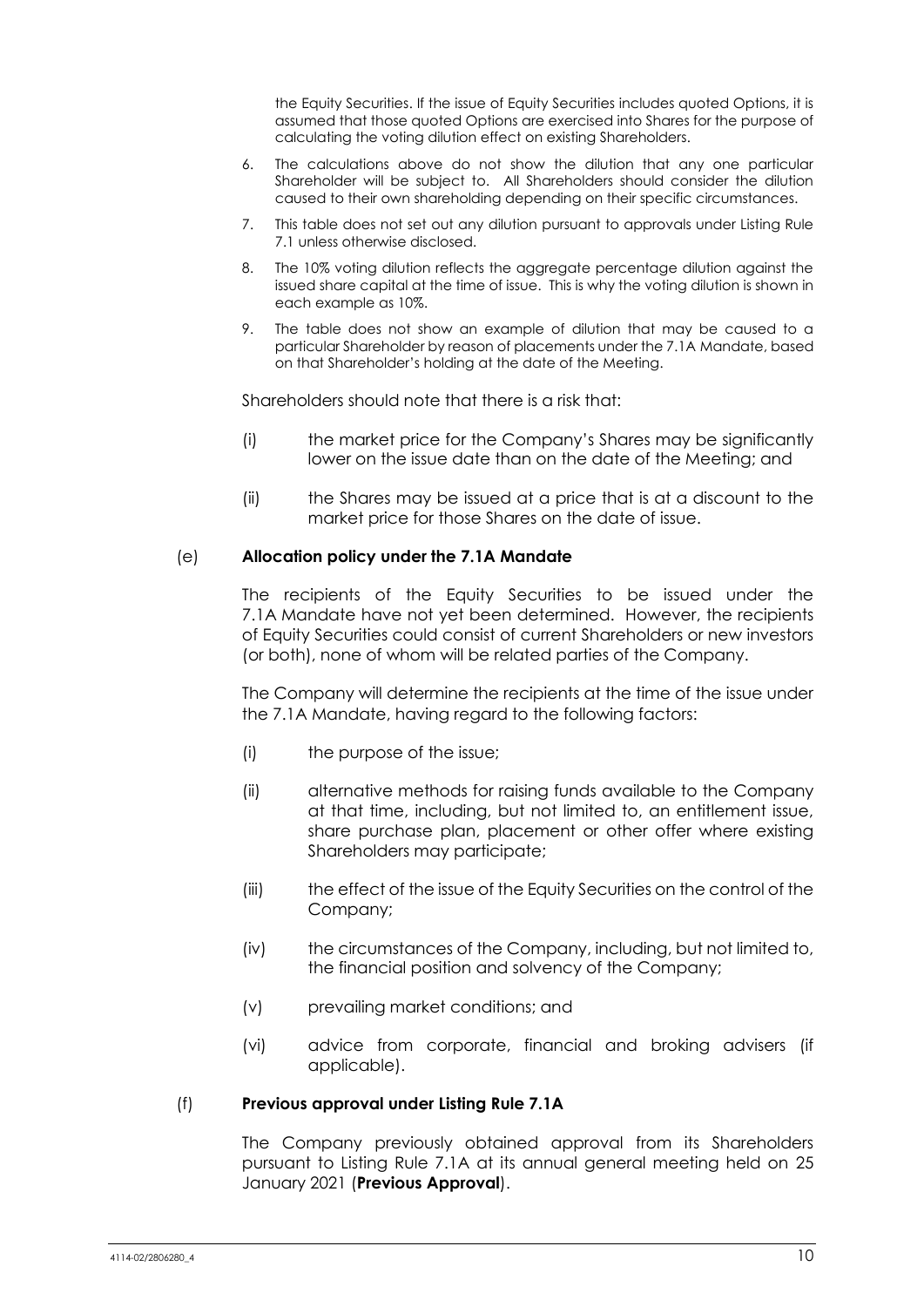the Equity Securities. If the issue of Equity Securities includes quoted Options, it is assumed that those quoted Options are exercised into Shares for the purpose of calculating the voting dilution effect on existing Shareholders.

6. The calculations above do not show the dilution that any one particular Shareholder will be subject to. All Shareholders should consider the dilution caused to their own shareholding depending on their specific circumstances.
7. This table does not set out any dilution pursuant to approvals under Listing Rule 7.1 unless otherwise disclosed.
8. The 10% voting dilution reflects the aggregate percentage dilution against the issued share capital at the time of issue. This is why the voting dilution is shown in each example as 10%.
9. The table does not show an example of dilution that may be caused to a particular Shareholder by reason of placements under the 7.1A Mandate, based on that Shareholder's holding at the date of the Meeting.

Shareholders should note that there is a risk that:

(i) the market price for the Company's Shares may be significantly lower on the issue date than on the date of the Meeting; and

(ii) the Shares may be issued at a price that is at a discount to the market price for those Shares on the date of issue.

(e) **Allocation policy under the 7.1A Mandate**

The recipients of the Equity Securities to be issued under the 7.1A Mandate have not yet been determined. However, the recipients of Equity Securities could consist of current Shareholders or new investors (or both), none of whom will be related parties of the Company.

The Company will determine the recipients at the time of the issue under the 7.1A Mandate, having regard to the following factors:

(i) the purpose of the issue;

(ii) alternative methods for raising funds available to the Company at that time, including, but not limited to, an entitlement issue, share purchase plan, placement or other offer where existing Shareholders may participate;

(iii) the effect of the issue of the Equity Securities on the control of the Company;

(iv) the circumstances of the Company, including, but not limited to, the financial position and solvency of the Company;

(v) prevailing market conditions; and

(vi) advice from corporate, financial and broking advisers (if applicable).

(f) **Previous approval under Listing Rule 7.1A**

The Company previously obtained approval from its Shareholders pursuant to Listing Rule 7.1A at its annual general meeting held on 25 January 2021 (**Previous Approval**).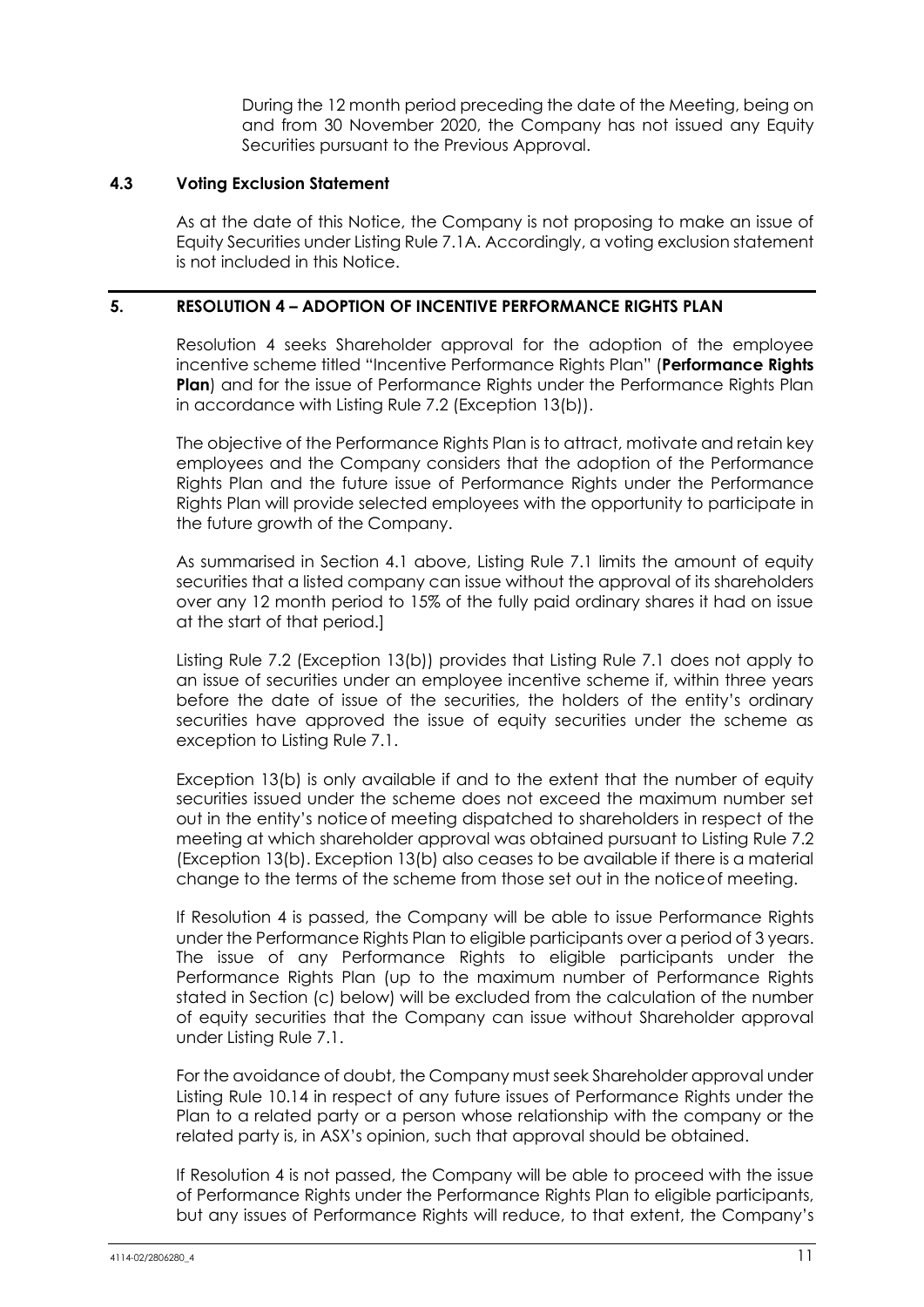During the 12 month period preceding the date of the Meeting, being on and from 30 November 2020, the Company has not issued any Equity Securities pursuant to the Previous Approval.

### 4.3 Voting Exclusion Statement

As at the date of this Notice, the Company is not proposing to make an issue of Equity Securities under Listing Rule 7.1A. Accordingly, a voting exclusion statement is not included in this Notice.

## 5. RESOLUTION 4 – ADOPTION OF INCENTIVE PERFORMANCE RIGHTS PLAN

Resolution 4 seeks Shareholder approval for the adoption of the employee incentive scheme titled "Incentive Performance Rights Plan" (**Performance Rights Plan**) and for the issue of Performance Rights under the Performance Rights Plan in accordance with Listing Rule 7.2 (Exception 13(b)).

The objective of the Performance Rights Plan is to attract, motivate and retain key employees and the Company considers that the adoption of the Performance Rights Plan and the future issue of Performance Rights under the Performance Rights Plan will provide selected employees with the opportunity to participate in the future growth of the Company.

As summarised in Section 4.1 above, Listing Rule 7.1 limits the amount of equity securities that a listed company can issue without the approval of its shareholders over any 12 month period to 15% of the fully paid ordinary shares it had on issue at the start of that period.]

Listing Rule 7.2 (Exception 13(b)) provides that Listing Rule 7.1 does not apply to an issue of securities under an employee incentive scheme if, within three years before the date of issue of the securities, the holders of the entity's ordinary securities have approved the issue of equity securities under the scheme as exception to Listing Rule 7.1.

Exception 13(b) is only available if and to the extent that the number of equity securities issued under the scheme does not exceed the maximum number set out in the entity's notice of meeting dispatched to shareholders in respect of the meeting at which shareholder approval was obtained pursuant to Listing Rule 7.2 (Exception 13(b). Exception 13(b) also ceases to be available if there is a material change to the terms of the scheme from those set out in the notice of meeting.

If Resolution 4 is passed, the Company will be able to issue Performance Rights under the Performance Rights Plan to eligible participants over a period of 3 years. The issue of any Performance Rights to eligible participants under the Performance Rights Plan (up to the maximum number of Performance Rights stated in Section (c) below) will be excluded from the calculation of the number of equity securities that the Company can issue without Shareholder approval under Listing Rule 7.1.

For the avoidance of doubt, the Company must seek Shareholder approval under Listing Rule 10.14 in respect of any future issues of Performance Rights under the Plan to a related party or a person whose relationship with the company or the related party is, in ASX's opinion, such that approval should be obtained.

If Resolution 4 is not passed, the Company will be able to proceed with the issue of Performance Rights under the Performance Rights Plan to eligible participants, but any issues of Performance Rights will reduce, to that extent, the Company's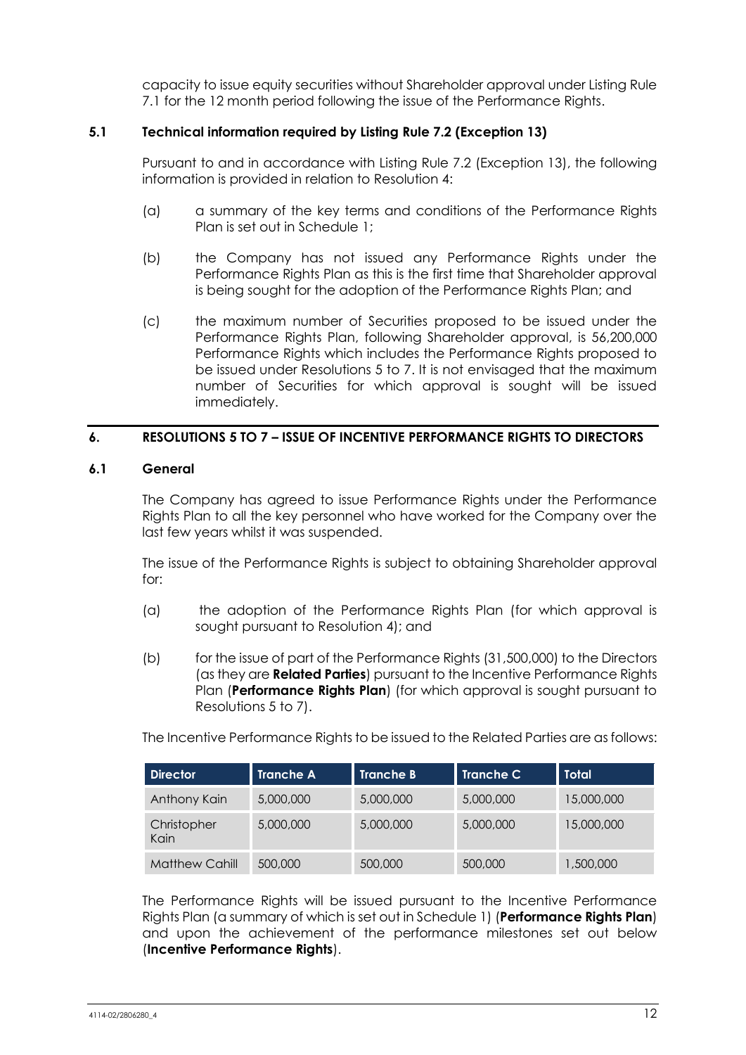capacity to issue equity securities without Shareholder approval under Listing Rule 7.1 for the 12 month period following the issue of the Performance Rights.

### 5.1 Technical information required by Listing Rule 7.2 (Exception 13)

Pursuant to and in accordance with Listing Rule 7.2 (Exception 13), the following information is provided in relation to Resolution 4:

(a) a summary of the key terms and conditions of the Performance Rights Plan is set out in Schedule 1;

(b) the Company has not issued any Performance Rights under the Performance Rights Plan as this is the first time that Shareholder approval is being sought for the adoption of the Performance Rights Plan; and

(c) the maximum number of Securities proposed to be issued under the Performance Rights Plan, following Shareholder approval, is 56,200,000 Performance Rights which includes the Performance Rights proposed to be issued under Resolutions 5 to 7. It is not envisaged that the maximum number of Securities for which approval is sought will be issued immediately.

## 6. RESOLUTIONS 5 TO 7 – ISSUE OF INCENTIVE PERFORMANCE RIGHTS TO DIRECTORS

### 6.1 General

The Company has agreed to issue Performance Rights under the Performance Rights Plan to all the key personnel who have worked for the Company over the last few years whilst it was suspended.

The issue of the Performance Rights is subject to obtaining Shareholder approval for:

(a) the adoption of the Performance Rights Plan (for which approval is sought pursuant to Resolution 4); and

(b) for the issue of part of the Performance Rights (31,500,000) to the Directors (as they are **Related Parties**) pursuant to the Incentive Performance Rights Plan (**Performance Rights Plan**) (for which approval is sought pursuant to Resolutions 5 to 7).

The Incentive Performance Rights to be issued to the Related Parties are as follows:

| Director | Tranche A | Tranche B | Tranche C | Total |
|---|---|---|---|---|
| Anthony Kain | 5,000,000 | 5,000,000 | 5,000,000 | 15,000,000 |
| Christopher Kain | 5,000,000 | 5,000,000 | 5,000,000 | 15,000,000 |
| Matthew Cahill | 500,000 | 500,000 | 500,000 | 1,500,000 |

The Performance Rights will be issued pursuant to the Incentive Performance Rights Plan (a summary of which is set out in Schedule 1) (**Performance Rights Plan**) and upon the achievement of the performance milestones set out below (**Incentive Performance Rights**).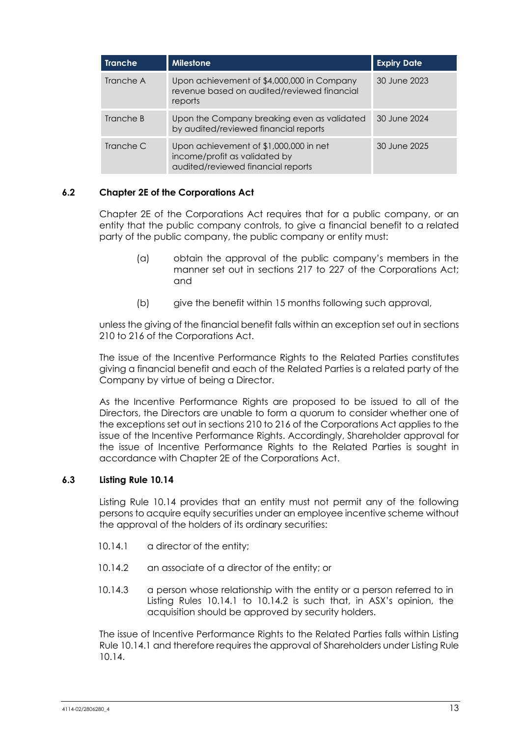| Tranche | Milestone | Expiry Date |
| --- | --- | --- |
| Tranche A | Upon achievement of $4,000,000 in Company revenue based on audited/reviewed financial reports | 30 June 2023 |
| Tranche B | Upon the Company breaking even as validated by audited/reviewed financial reports | 30 June 2024 |
| Tranche C | Upon achievement of $1,000,000 in net income/profit as validated by audited/reviewed financial reports | 30 June 2025 |

### 6.2 Chapter 2E of the Corporations Act

Chapter 2E of the Corporations Act requires that for a public company, or an entity that the public company controls, to give a financial benefit to a related party of the public company, the public company or entity must:

(a) obtain the approval of the public company's members in the manner set out in sections 217 to 227 of the Corporations Act; and

(b) give the benefit within 15 months following such approval,

unless the giving of the financial benefit falls within an exception set out in sections 210 to 216 of the Corporations Act.

The issue of the Incentive Performance Rights to the Related Parties constitutes giving a financial benefit and each of the Related Parties is a related party of the Company by virtue of being a Director.

As the Incentive Performance Rights are proposed to be issued to all of the Directors, the Directors are unable to form a quorum to consider whether one of the exceptions set out in sections 210 to 216 of the Corporations Act applies to the issue of the Incentive Performance Rights. Accordingly, Shareholder approval for the issue of Incentive Performance Rights to the Related Parties is sought in accordance with Chapter 2E of the Corporations Act.

### 6.3 Listing Rule 10.14

Listing Rule 10.14 provides that an entity must not permit any of the following persons to acquire equity securities under an employee incentive scheme without the approval of the holders of its ordinary securities:

10.14.1 a director of the entity;

10.14.2 an associate of a director of the entity; or

10.14.3 a person whose relationship with the entity or a person referred to in Listing Rules 10.14.1 to 10.14.2 is such that, in ASX's opinion, the acquisition should be approved by security holders.

The issue of Incentive Performance Rights to the Related Parties falls within Listing Rule 10.14.1 and therefore requires the approval of Shareholders under Listing Rule 10.14.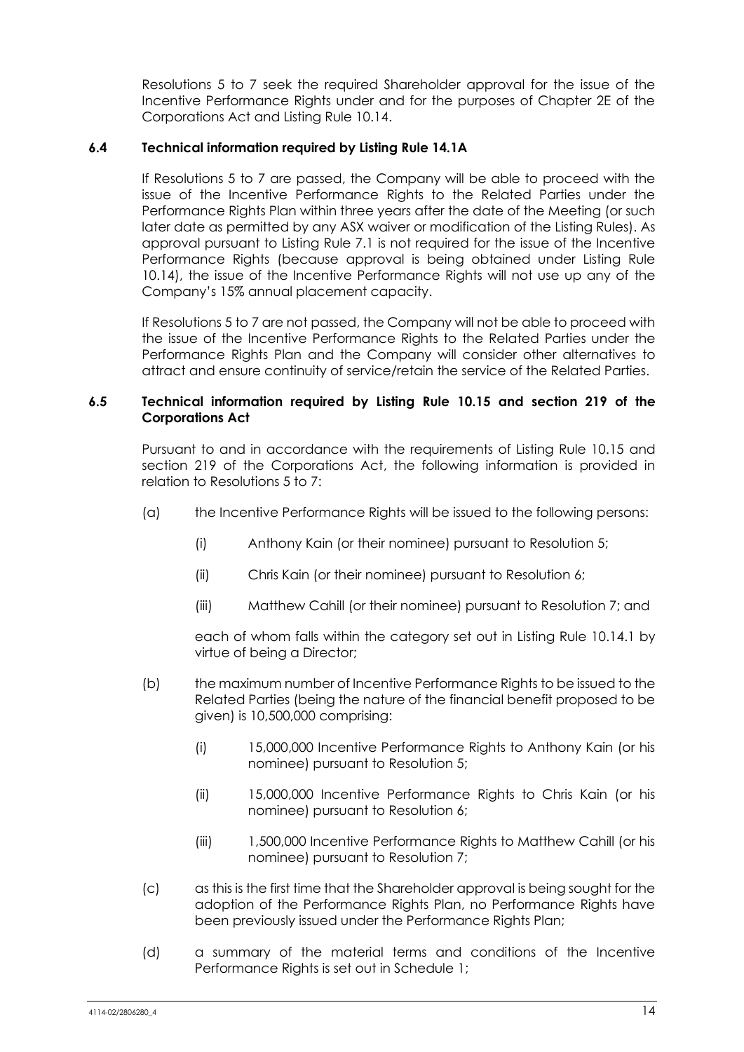Resolutions 5 to 7 seek the required Shareholder approval for the issue of the Incentive Performance Rights under and for the purposes of Chapter 2E of the Corporations Act and Listing Rule 10.14.

### 6.4 Technical information required by Listing Rule 14.1A

If Resolutions 5 to 7 are passed, the Company will be able to proceed with the issue of the Incentive Performance Rights to the Related Parties under the Performance Rights Plan within three years after the date of the Meeting (or such later date as permitted by any ASX waiver or modification of the Listing Rules). As approval pursuant to Listing Rule 7.1 is not required for the issue of the Incentive Performance Rights (because approval is being obtained under Listing Rule 10.14), the issue of the Incentive Performance Rights will not use up any of the Company's 15% annual placement capacity.

If Resolutions 5 to 7 are not passed, the Company will not be able to proceed with the issue of the Incentive Performance Rights to the Related Parties under the Performance Rights Plan and the Company will consider other alternatives to attract and ensure continuity of service/retain the service of the Related Parties.

### 6.5 Technical information required by Listing Rule 10.15 and section 219 of the Corporations Act

Pursuant to and in accordance with the requirements of Listing Rule 10.15 and section 219 of the Corporations Act, the following information is provided in relation to Resolutions 5 to 7:

(a) the Incentive Performance Rights will be issued to the following persons:

   (i) Anthony Kain (or their nominee) pursuant to Resolution 5;

   (ii) Chris Kain (or their nominee) pursuant to Resolution 6;

   (iii) Matthew Cahill (or their nominee) pursuant to Resolution 7; and

   each of whom falls within the category set out in Listing Rule 10.14.1 by virtue of being a Director;

(b) the maximum number of Incentive Performance Rights to be issued to the Related Parties (being the nature of the financial benefit proposed to be given) is 10,500,000 comprising:

   (i) 15,000,000 Incentive Performance Rights to Anthony Kain (or his nominee) pursuant to Resolution 5;

   (ii) 15,000,000 Incentive Performance Rights to Chris Kain (or his nominee) pursuant to Resolution 6;

   (iii) 1,500,000 Incentive Performance Rights to Matthew Cahill (or his nominee) pursuant to Resolution 7;

(c) as this is the first time that the Shareholder approval is being sought for the adoption of the Performance Rights Plan, no Performance Rights have been previously issued under the Performance Rights Plan;

(d) a summary of the material terms and conditions of the Incentive Performance Rights is set out in Schedule 1;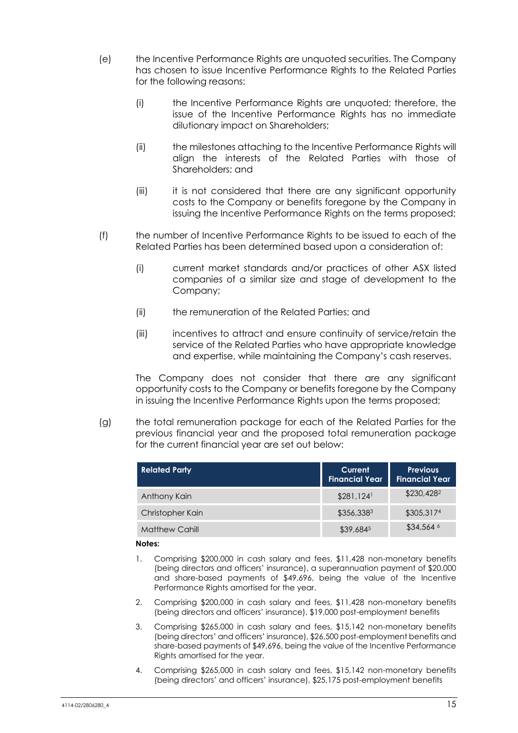(e) the Incentive Performance Rights are unquoted securities. The Company has chosen to issue Incentive Performance Rights to the Related Parties for the following reasons:

   (i) the Incentive Performance Rights are unquoted; therefore, the issue of the Incentive Performance Rights has no immediate dilutionary impact on Shareholders;

   (ii) the milestones attaching to the Incentive Performance Rights will align the interests of the Related Parties with those of Shareholders; and

   (iii) it is not considered that there are any significant opportunity costs to the Company or benefits foregone by the Company in issuing the Incentive Performance Rights on the terms proposed;

(f) the number of Incentive Performance Rights to be issued to each of the Related Parties has been determined based upon a consideration of:

   (i) current market standards and/or practices of other ASX listed companies of a similar size and stage of development to the Company;

   (ii) the remuneration of the Related Parties; and

   (iii) incentives to attract and ensure continuity of service/retain the service of the Related Parties who have appropriate knowledge and expertise, while maintaining the Company's cash reserves.

   The Company does not consider that there are any significant opportunity costs to the Company or benefits foregone by the Company in issuing the Incentive Performance Rights upon the terms proposed;

(g) the total remuneration package for each of the Related Parties for the previous financial year and the proposed total remuneration package for the current financial year are set out below:

| Related Party | Current Financial Year | Previous Financial Year |
|---|---|---|
| Anthony Kain | $281,124[1] | $230,428[2] |
| Christopher Kain | $356,338[3] | $305,317[4] |
| Matthew Cahill | $39,684[5] | $34,564[6] |

**Notes:**

1. Comprising $200,000 in cash salary and fees, $11,428 non-monetary benefits (being directors and officers' insurance), a superannuation payment of $20,000 and share-based payments of $49,696, being the value of the Incentive Performance Rights amortised for the year.
2. Comprising $200,000 in cash salary and fees, $11,428 non-monetary benefits (being directors and officers' insurance), $19,000 post-employment benefits
3. Comprising $265,000 in cash salary and fees, $15,142 non-monetary benefits (being directors' and officers' insurance), $26,500 post-employment benefits and share-based payments of $49,696, being the value of the Incentive Performance Rights amortised for the year.
4. Comprising $265,000 in cash salary and fees, $15,142 non-monetary benefits (being directors' and officers' insurance), $25,175 post-employment benefits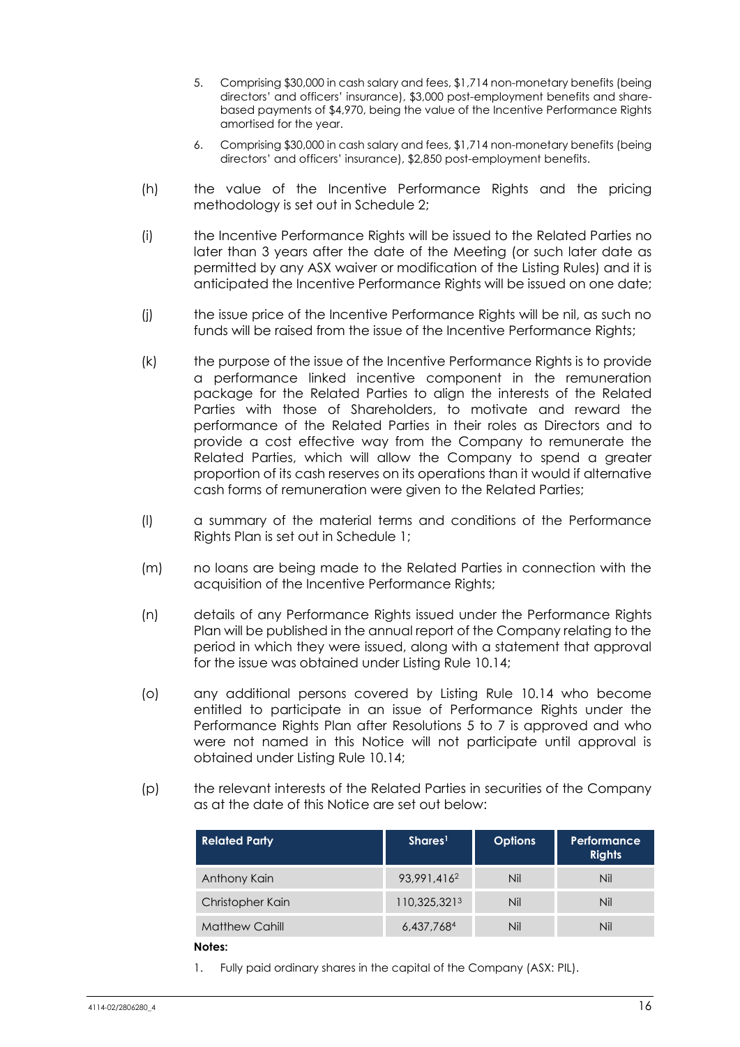5. Comprising $30,000 in cash salary and fees, $1,714 non-monetary benefits (being directors' and officers' insurance), $3,000 post-employment benefits and share-based payments of $4,970, being the value of the Incentive Performance Rights amortised for the year.

6. Comprising $30,000 in cash salary and fees, $1,714 non-monetary benefits (being directors' and officers' insurance), $2,850 post-employment benefits.

(h) the value of the Incentive Performance Rights and the pricing methodology is set out in Schedule 2;

(i) the Incentive Performance Rights will be issued to the Related Parties no later than 3 years after the date of the Meeting (or such later date as permitted by any ASX waiver or modification of the Listing Rules) and it is anticipated the Incentive Performance Rights will be issued on one date;

(j) the issue price of the Incentive Performance Rights will be nil, as such no funds will be raised from the issue of the Incentive Performance Rights;

(k) the purpose of the issue of the Incentive Performance Rights is to provide a performance linked incentive component in the remuneration package for the Related Parties to align the interests of the Related Parties with those of Shareholders, to motivate and reward the performance of the Related Parties in their roles as Directors and to provide a cost effective way from the Company to remunerate the Related Parties, which will allow the Company to spend a greater proportion of its cash reserves on its operations than it would if alternative cash forms of remuneration were given to the Related Parties;

(l) a summary of the material terms and conditions of the Performance Rights Plan is set out in Schedule 1;

(m) no loans are being made to the Related Parties in connection with the acquisition of the Incentive Performance Rights;

(n) details of any Performance Rights issued under the Performance Rights Plan will be published in the annual report of the Company relating to the period in which they were issued, along with a statement that approval for the issue was obtained under Listing Rule 10.14;

(o) any additional persons covered by Listing Rule 10.14 who become entitled to participate in an issue of Performance Rights under the Performance Rights Plan after Resolutions 5 to 7 is approved and who were not named in this Notice will not participate until approval is obtained under Listing Rule 10.14;

(p) the relevant interests of the Related Parties in securities of the Company as at the date of this Notice are set out below:

| Related Party | Shares[1] | Options | Performance Rights |
|---|---|---|---|
| Anthony Kain | 93,991,416[2] | Nil | Nil |
| Christopher Kain | 110,325,321[3] | Nil | Nil |
| Matthew Cahill | 6,437,768[4] | Nil | Nil |

**Notes:**

1. Fully paid ordinary shares in the capital of the Company (ASX: PIL).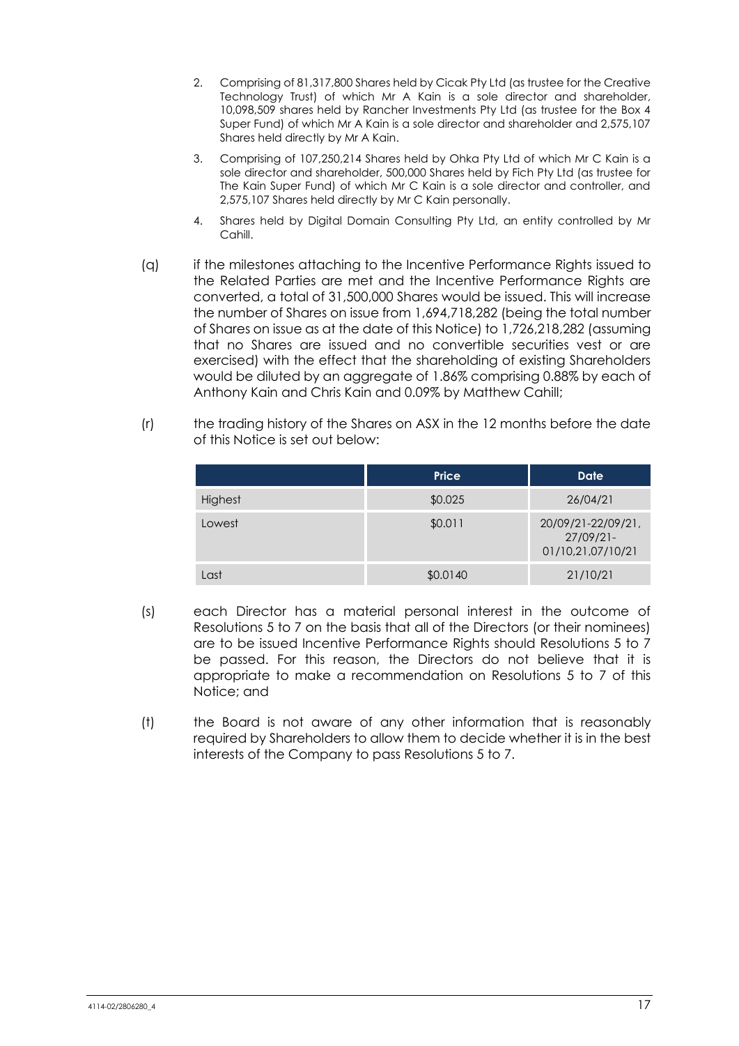2. Comprising of 81,317,800 Shares held by Cicak Pty Ltd (as trustee for the Creative Technology Trust) of which Mr A Kain is a sole director and shareholder, 10,098,509 shares held by Rancher Investments Pty Ltd (as trustee for the Box 4 Super Fund) of which Mr A Kain is a sole director and shareholder and 2,575,107 Shares held directly by Mr A Kain.
3. Comprising of 107,250,214 Shares held by Ohka Pty Ltd of which Mr C Kain is a sole director and shareholder, 500,000 Shares held by Fich Pty Ltd (as trustee for The Kain Super Fund) of which Mr C Kain is a sole director and controller, and 2,575,107 Shares held directly by Mr C Kain personally.
4. Shares held by Digital Domain Consulting Pty Ltd, an entity controlled by Mr Cahill.

(q) if the milestones attaching to the Incentive Performance Rights issued to the Related Parties are met and the Incentive Performance Rights are converted, a total of 31,500,000 Shares would be issued. This will increase the number of Shares on issue from 1,694,718,282 (being the total number of Shares on issue as at the date of this Notice) to 1,726,218,282 (assuming that no Shares are issued and no convertible securities vest or are exercised) with the effect that the shareholding of existing Shareholders would be diluted by an aggregate of 1.86% comprising 0.88% by each of Anthony Kain and Chris Kain and 0.09% by Matthew Cahill;

(r) the trading history of the Shares on ASX in the 12 months before the date of this Notice is set out below:

| | Price | Date |
|---|---|---|
| Highest | $0.025 | 26/04/21 |
| Lowest | $0.011 | 20/09/21-22/09/21, 27/09/21-01/10,21,07/10/21 |
| Last | $0.0140 | 21/10/21 |

(s) each Director has a material personal interest in the outcome of Resolutions 5 to 7 on the basis that all of the Directors (or their nominees) are to be issued Incentive Performance Rights should Resolutions 5 to 7 be passed. For this reason, the Directors do not believe that it is appropriate to make a recommendation on Resolutions 5 to 7 of this Notice; and

(t) the Board is not aware of any other information that is reasonably required by Shareholders to allow them to decide whether it is in the best interests of the Company to pass Resolutions 5 to 7.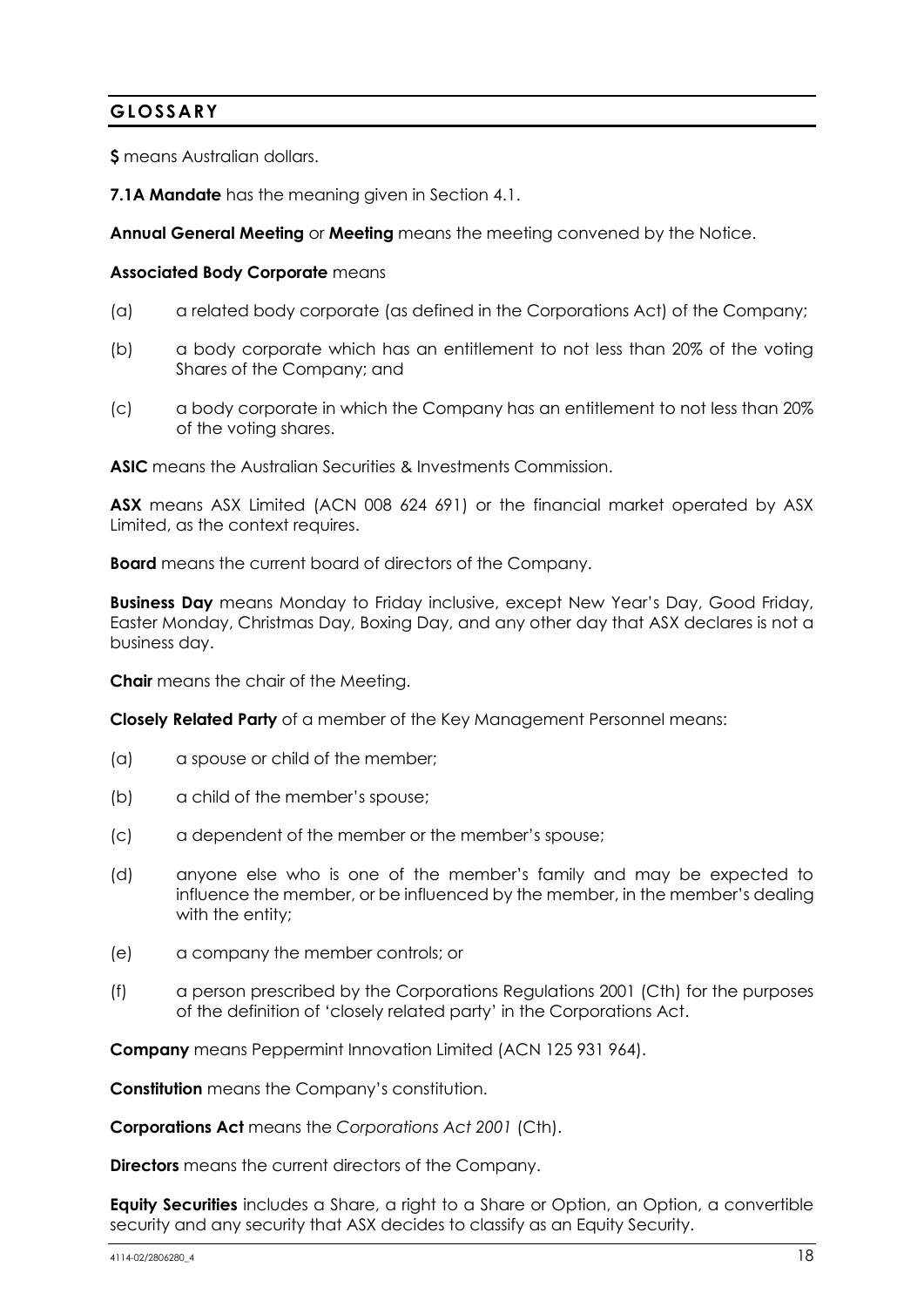## GLOSSARY

**$** means Australian dollars.

**7.1A Mandate** has the meaning given in Section 4.1.

**Annual General Meeting** or **Meeting** means the meeting convened by the Notice.

**Associated Body Corporate** means

(a) a related body corporate (as defined in the Corporations Act) of the Company;

(b) a body corporate which has an entitlement to not less than 20% of the voting Shares of the Company; and

(c) a body corporate in which the Company has an entitlement to not less than 20% of the voting shares.

**ASIC** means the Australian Securities & Investments Commission.

**ASX** means ASX Limited (ACN 008 624 691) or the financial market operated by ASX Limited, as the context requires.

**Board** means the current board of directors of the Company.

**Business Day** means Monday to Friday inclusive, except New Year's Day, Good Friday, Easter Monday, Christmas Day, Boxing Day, and any other day that ASX declares is not a business day.

**Chair** means the chair of the Meeting.

**Closely Related Party** of a member of the Key Management Personnel means:

(a) a spouse or child of the member;

(b) a child of the member's spouse;

(c) a dependent of the member or the member's spouse;

(d) anyone else who is one of the member's family and may be expected to influence the member, or be influenced by the member, in the member's dealing with the entity;

(e) a company the member controls; or

(f) a person prescribed by the Corporations Regulations 2001 (Cth) for the purposes of the definition of 'closely related party' in the Corporations Act.

**Company** means Peppermint Innovation Limited (ACN 125 931 964).

**Constitution** means the Company's constitution.

**Corporations Act** means the *Corporations Act 2001* (Cth).

**Directors** means the current directors of the Company.

**Equity Securities** includes a Share, a right to a Share or Option, an Option, a convertible security and any security that ASX decides to classify as an Equity Security.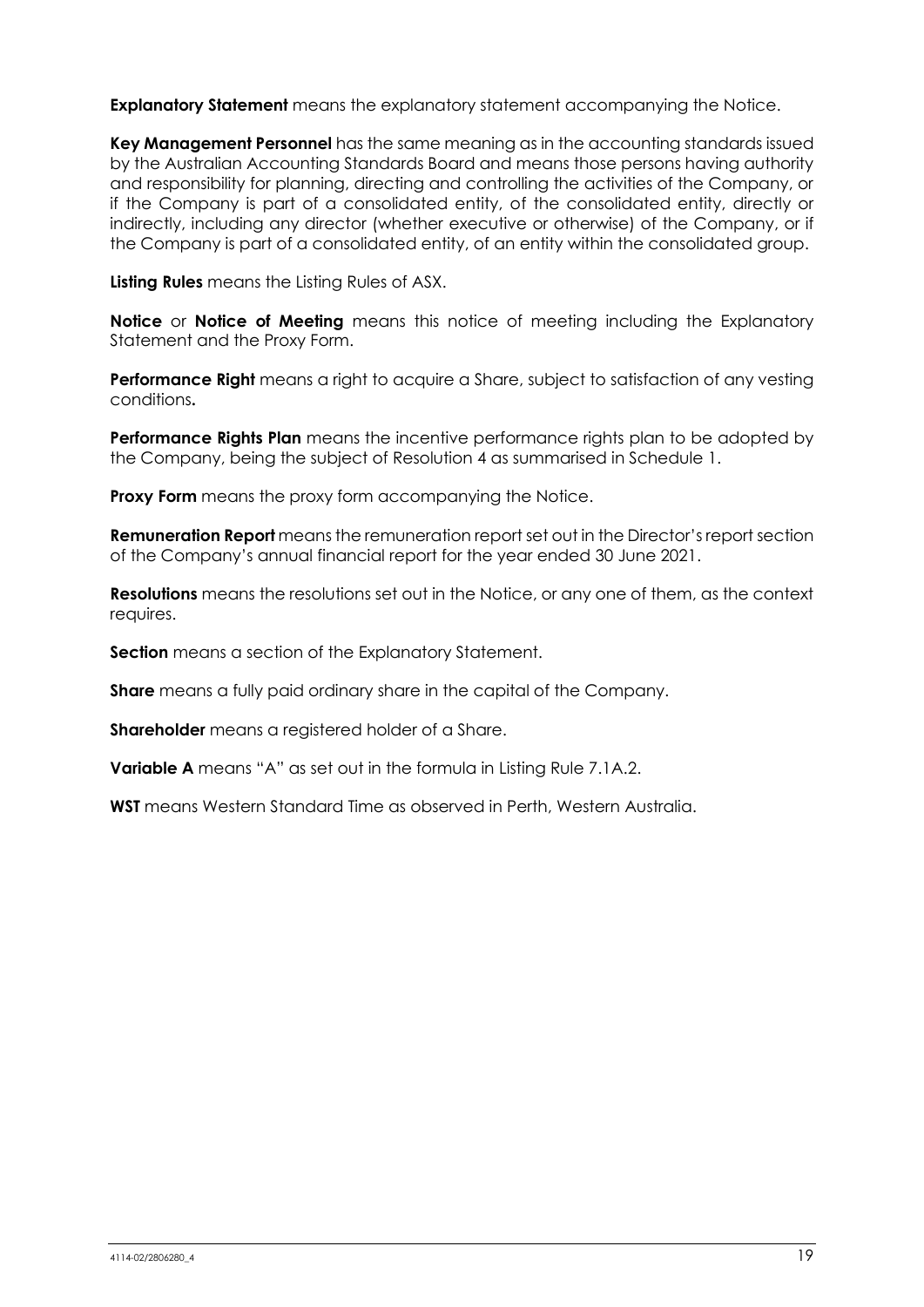**Explanatory Statement** means the explanatory statement accompanying the Notice.

**Key Management Personnel** has the same meaning as in the accounting standards issued by the Australian Accounting Standards Board and means those persons having authority and responsibility for planning, directing and controlling the activities of the Company, or if the Company is part of a consolidated entity, of the consolidated entity, directly or indirectly, including any director (whether executive or otherwise) of the Company, or if the Company is part of a consolidated entity, of an entity within the consolidated group.

**Listing Rules** means the Listing Rules of ASX.

**Notice** or **Notice of Meeting** means this notice of meeting including the Explanatory Statement and the Proxy Form.

**Performance Right** means a right to acquire a Share, subject to satisfaction of any vesting conditions**.**

**Performance Rights Plan** means the incentive performance rights plan to be adopted by the Company, being the subject of Resolution 4 as summarised in Schedule 1.

**Proxy Form** means the proxy form accompanying the Notice.

**Remuneration Report** means the remuneration report set out in the Director's report section of the Company's annual financial report for the year ended 30 June 2021.

**Resolutions** means the resolutions set out in the Notice, or any one of them, as the context requires.

**Section** means a section of the Explanatory Statement.

**Share** means a fully paid ordinary share in the capital of the Company.

**Shareholder** means a registered holder of a Share.

**Variable A** means "A" as set out in the formula in Listing Rule 7.1A.2.

**WST** means Western Standard Time as observed in Perth, Western Australia.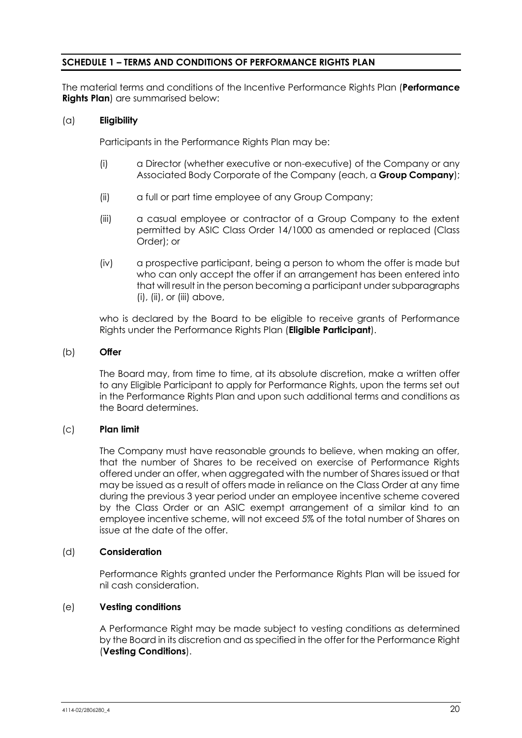## SCHEDULE 1 – TERMS AND CONDITIONS OF PERFORMANCE RIGHTS PLAN

The material terms and conditions of the Incentive Performance Rights Plan (**Performance Rights Plan**) are summarised below:

(a) **Eligibility**

Participants in the Performance Rights Plan may be:

(i) a Director (whether executive or non-executive) of the Company or any Associated Body Corporate of the Company (each, a **Group Company**);

(ii) a full or part time employee of any Group Company;

(iii) a casual employee or contractor of a Group Company to the extent permitted by ASIC Class Order 14/1000 as amended or replaced (Class Order); or

(iv) a prospective participant, being a person to whom the offer is made but who can only accept the offer if an arrangement has been entered into that will result in the person becoming a participant under subparagraphs (i), (ii), or (iii) above,

who is declared by the Board to be eligible to receive grants of Performance Rights under the Performance Rights Plan (**Eligible Participant**).

(b) **Offer**

The Board may, from time to time, at its absolute discretion, make a written offer to any Eligible Participant to apply for Performance Rights, upon the terms set out in the Performance Rights Plan and upon such additional terms and conditions as the Board determines.

(c) **Plan limit**

The Company must have reasonable grounds to believe, when making an offer, that the number of Shares to be received on exercise of Performance Rights offered under an offer, when aggregated with the number of Shares issued or that may be issued as a result of offers made in reliance on the Class Order at any time during the previous 3 year period under an employee incentive scheme covered by the Class Order or an ASIC exempt arrangement of a similar kind to an employee incentive scheme, will not exceed 5% of the total number of Shares on issue at the date of the offer.

(d) **Consideration**

Performance Rights granted under the Performance Rights Plan will be issued for nil cash consideration.

(e) **Vesting conditions**

A Performance Right may be made subject to vesting conditions as determined by the Board in its discretion and as specified in the offer for the Performance Right (**Vesting Conditions**).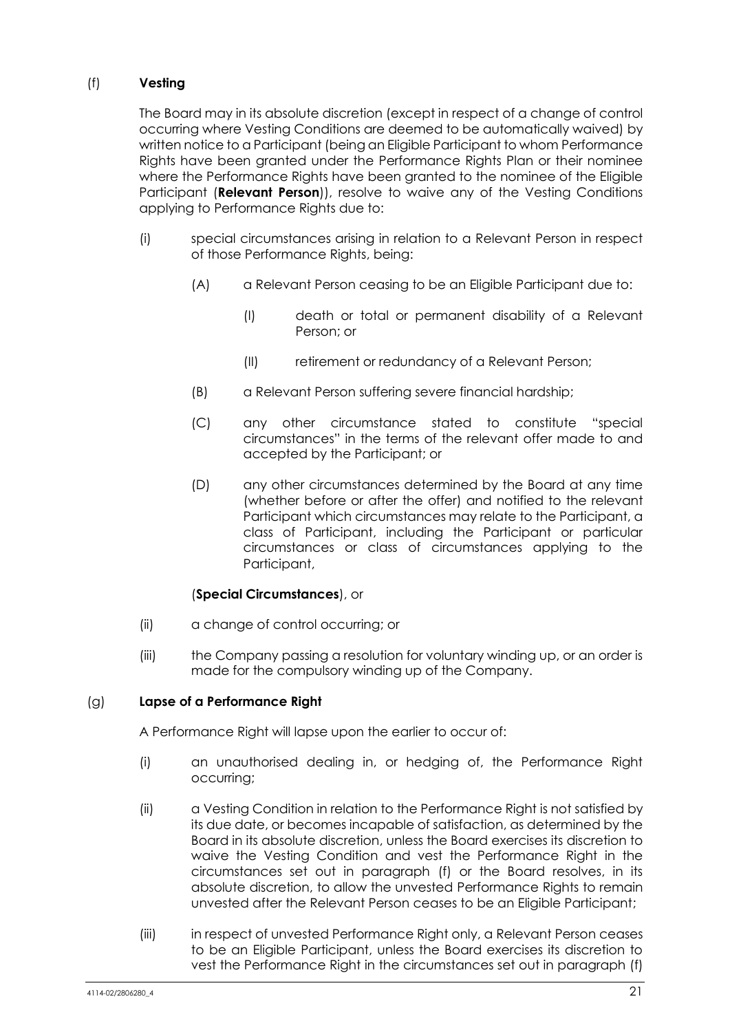(f) **Vesting**

The Board may in its absolute discretion (except in respect of a change of control occurring where Vesting Conditions are deemed to be automatically waived) by written notice to a Participant (being an Eligible Participant to whom Performance Rights have been granted under the Performance Rights Plan or their nominee where the Performance Rights have been granted to the nominee of the Eligible Participant (**Relevant Person**)), resolve to waive any of the Vesting Conditions applying to Performance Rights due to:

(i) special circumstances arising in relation to a Relevant Person in respect of those Performance Rights, being:

(A) a Relevant Person ceasing to be an Eligible Participant due to:

(I) death or total or permanent disability of a Relevant Person; or

(II) retirement or redundancy of a Relevant Person;

(B) a Relevant Person suffering severe financial hardship;

(C) any other circumstance stated to constitute "special circumstances" in the terms of the relevant offer made to and accepted by the Participant; or

(D) any other circumstances determined by the Board at any time (whether before or after the offer) and notified to the relevant Participant which circumstances may relate to the Participant, a class of Participant, including the Participant or particular circumstances or class of circumstances applying to the Participant,

(**Special Circumstances**), or

(ii) a change of control occurring; or

(iii) the Company passing a resolution for voluntary winding up, or an order is made for the compulsory winding up of the Company.

(g) **Lapse of a Performance Right**

A Performance Right will lapse upon the earlier to occur of:

(i) an unauthorised dealing in, or hedging of, the Performance Right occurring;

(ii) a Vesting Condition in relation to the Performance Right is not satisfied by its due date, or becomes incapable of satisfaction, as determined by the Board in its absolute discretion, unless the Board exercises its discretion to waive the Vesting Condition and vest the Performance Right in the circumstances set out in paragraph (f) or the Board resolves, in its absolute discretion, to allow the unvested Performance Rights to remain unvested after the Relevant Person ceases to be an Eligible Participant;

(iii) in respect of unvested Performance Right only, a Relevant Person ceases to be an Eligible Participant, unless the Board exercises its discretion to vest the Performance Right in the circumstances set out in paragraph (f)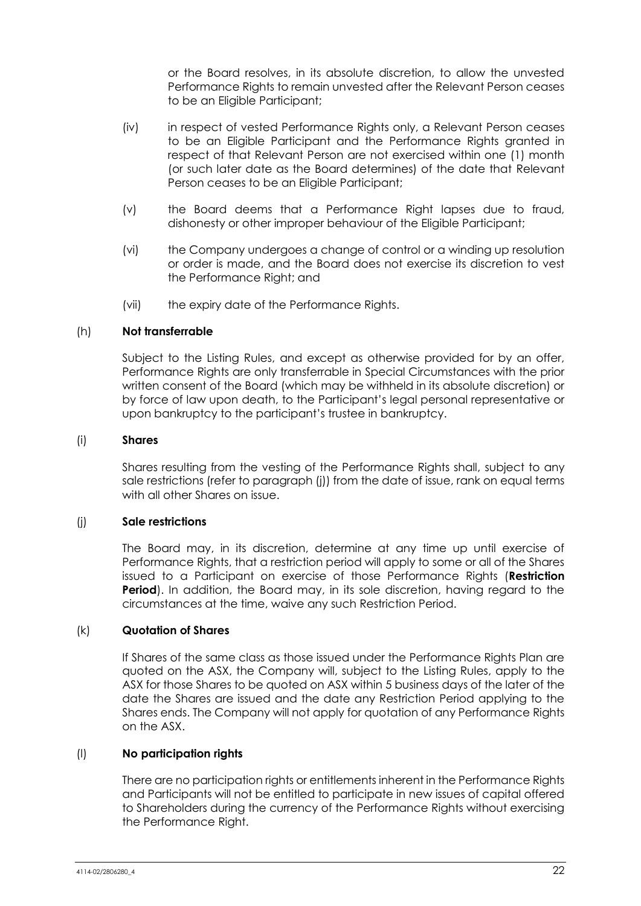or the Board resolves, in its absolute discretion, to allow the unvested Performance Rights to remain unvested after the Relevant Person ceases to be an Eligible Participant;

(iv) in respect of vested Performance Rights only, a Relevant Person ceases to be an Eligible Participant and the Performance Rights granted in respect of that Relevant Person are not exercised within one (1) month (or such later date as the Board determines) of the date that Relevant Person ceases to be an Eligible Participant;

(v) the Board deems that a Performance Right lapses due to fraud, dishonesty or other improper behaviour of the Eligible Participant;

(vi) the Company undergoes a change of control or a winding up resolution or order is made, and the Board does not exercise its discretion to vest the Performance Right; and

(vii) the expiry date of the Performance Rights.

(h) **Not transferrable**

Subject to the Listing Rules, and except as otherwise provided for by an offer, Performance Rights are only transferrable in Special Circumstances with the prior written consent of the Board (which may be withheld in its absolute discretion) or by force of law upon death, to the Participant's legal personal representative or upon bankruptcy to the participant's trustee in bankruptcy.

(i) **Shares**

Shares resulting from the vesting of the Performance Rights shall, subject to any sale restrictions (refer to paragraph (j)) from the date of issue, rank on equal terms with all other Shares on issue.

(j) **Sale restrictions**

The Board may, in its discretion, determine at any time up until exercise of Performance Rights, that a restriction period will apply to some or all of the Shares issued to a Participant on exercise of those Performance Rights (**Restriction Period**). In addition, the Board may, in its sole discretion, having regard to the circumstances at the time, waive any such Restriction Period.

(k) **Quotation of Shares**

If Shares of the same class as those issued under the Performance Rights Plan are quoted on the ASX, the Company will, subject to the Listing Rules, apply to the ASX for those Shares to be quoted on ASX within 5 business days of the later of the date the Shares are issued and the date any Restriction Period applying to the Shares ends. The Company will not apply for quotation of any Performance Rights on the ASX.

(l) **No participation rights**

There are no participation rights or entitlements inherent in the Performance Rights and Participants will not be entitled to participate in new issues of capital offered to Shareholders during the currency of the Performance Rights without exercising the Performance Right.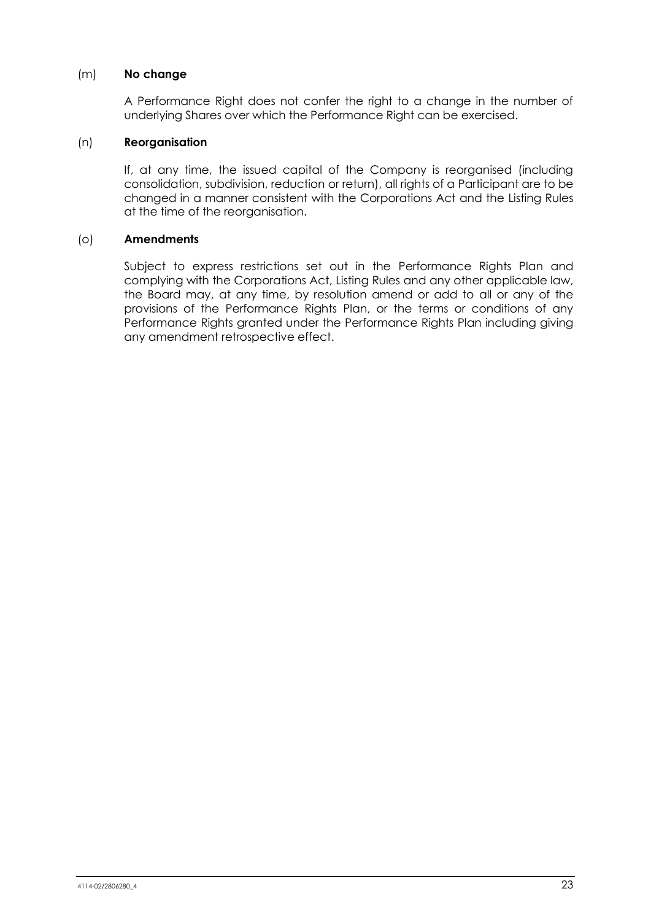(m) **No change**

A Performance Right does not confer the right to a change in the number of underlying Shares over which the Performance Right can be exercised.

(n) **Reorganisation**

If, at any time, the issued capital of the Company is reorganised (including consolidation, subdivision, reduction or return), all rights of a Participant are to be changed in a manner consistent with the Corporations Act and the Listing Rules at the time of the reorganisation.

(o) **Amendments**

Subject to express restrictions set out in the Performance Rights Plan and complying with the Corporations Act, Listing Rules and any other applicable law, the Board may, at any time, by resolution amend or add to all or any of the provisions of the Performance Rights Plan, or the terms or conditions of any Performance Rights granted under the Performance Rights Plan including giving any amendment retrospective effect.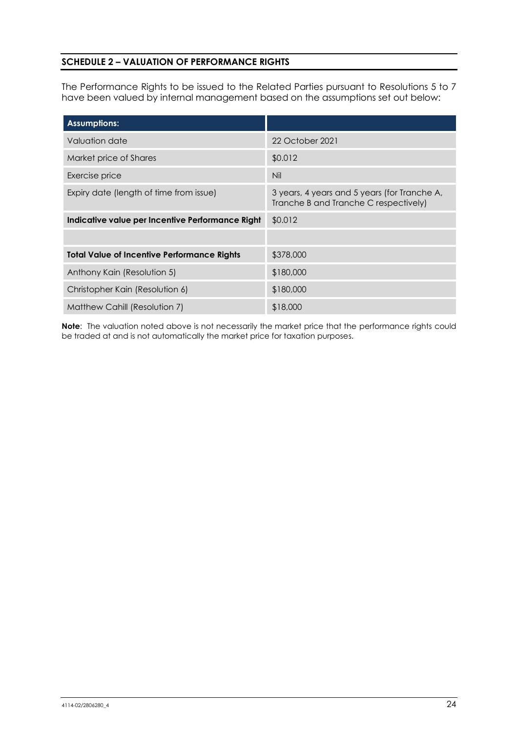## SCHEDULE 2 – VALUATION OF PERFORMANCE RIGHTS

The Performance Rights to be issued to the Related Parties pursuant to Resolutions 5 to 7 have been valued by internal management based on the assumptions set out below:

| **Assumptions:** | |
|---|---|
| Valuation date | 22 October 2021 |
| Market price of Shares | $0.012 |
| Exercise price | Nil |
| Expiry date (length of time from issue) | 3 years, 4 years and 5 years (for Tranche A, Tranche B and Tranche C respectively) |
| **Indicative value per Incentive Performance Right** | $0.012 |
| | |
| **Total Value of Incentive Performance Rights** | $378,000 |
| Anthony Kain (Resolution 5) | $180,000 |
| Christopher Kain (Resolution 6) | $180,000 |
| Matthew Cahill (Resolution 7) | $18,000 |

**Note**: The valuation noted above is not necessarily the market price that the performance rights could be traded at and is not automatically the market price for taxation purposes.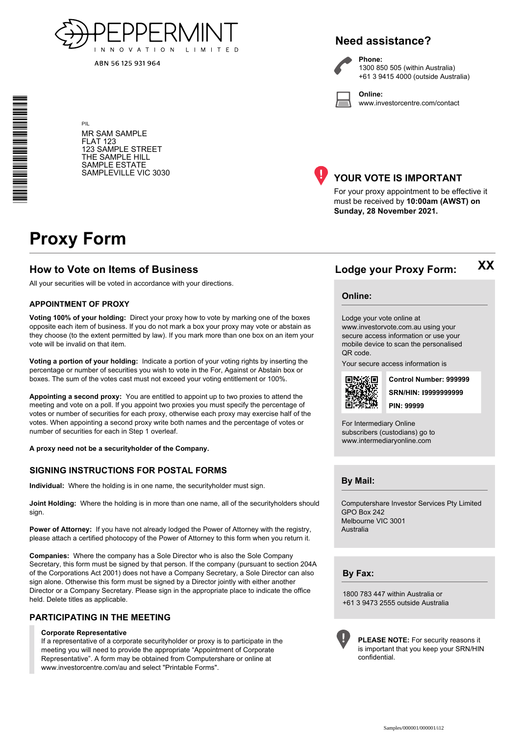PEPPERMINT INNOVATION LIMITED

ABN 56 125 931 964

PIL

MR SAM SAMPLE
FLAT 123
123 SAMPLE STREET
THE SAMPLE HILL
SAMPLE ESTATE
SAMPLEVILLE VIC 3030

## Need assistance?

**Phone:**
1300 850 505 (within Australia)
+61 3 9415 4000 (outside Australia)

**Online:**
www.investorcentre.com/contact

## YOUR VOTE IS IMPORTANT

For your proxy appointment to be effective it must be received by **10:00am (AWST) on Sunday, 28 November 2021.**

# Proxy Form

## How to Vote on Items of Business

All your securities will be voted in accordance with your directions.

### APPOINTMENT OF PROXY

**Voting 100% of your holding:** Direct your proxy how to vote by marking one of the boxes opposite each item of business. If you do not mark a box your proxy may vote or abstain as they choose (to the extent permitted by law). If you mark more than one box on an item your vote will be invalid on that item.

**Voting a portion of your holding:** Indicate a portion of your voting rights by inserting the percentage or number of securities you wish to vote in the For, Against or Abstain box or boxes. The sum of the votes cast must not exceed your voting entitlement or 100%.

**Appointing a second proxy:** You are entitled to appoint up to two proxies to attend the meeting and vote on a poll. If you appoint two proxies you must specify the percentage of votes or number of securities for each proxy, otherwise each proxy may exercise half of the votes. When appointing a second proxy write both names and the percentage of votes or number of securities for each in Step 1 overleaf.

**A proxy need not be a securityholder of the Company.**

### SIGNING INSTRUCTIONS FOR POSTAL FORMS

**Individual:** Where the holding is in one name, the securityholder must sign.

**Joint Holding:** Where the holding is in more than one name, all of the securityholders should sign.

**Power of Attorney:** If you have not already lodged the Power of Attorney with the registry, please attach a certified photocopy of the Power of Attorney to this form when you return it.

**Companies:** Where the company has a Sole Director who is also the Sole Company Secretary, this form must be signed by that person. If the company (pursuant to section 204A of the Corporations Act 2001) does not have a Company Secretary, a Sole Director can also sign alone. Otherwise this form must be signed by a Director jointly with either another Director or a Company Secretary. Please sign in the appropriate place to indicate the office held. Delete titles as applicable.

### PARTICIPATING IN THE MEETING

**Corporate Representative**
If a representative of a corporate securityholder or proxy is to participate in the meeting you will need to provide the appropriate "Appointment of Corporate Representative". A form may be obtained from Computershare or online at www.investorcentre.com/au and select "Printable Forms".

## Lodge your Proxy Form: XX

### Online:

Lodge your vote online at www.investorvote.com.au using your secure access information or use your mobile device to scan the personalised QR code.

Your secure access information is

**Control Number: 999999**
**SRN/HIN: I9999999999**
**PIN: 99999**

For Intermediary Online subscribers (custodians) go to www.intermediaryonline.com

### By Mail:

Computershare Investor Services Pty Limited
GPO Box 242
Melbourne VIC 3001
Australia

### By Fax:

1800 783 447 within Australia or
+61 3 9473 2555 outside Australia

**PLEASE NOTE:** For security reasons it is important that you keep your SRN/HIN confidential.

Samples/000001/000001/i12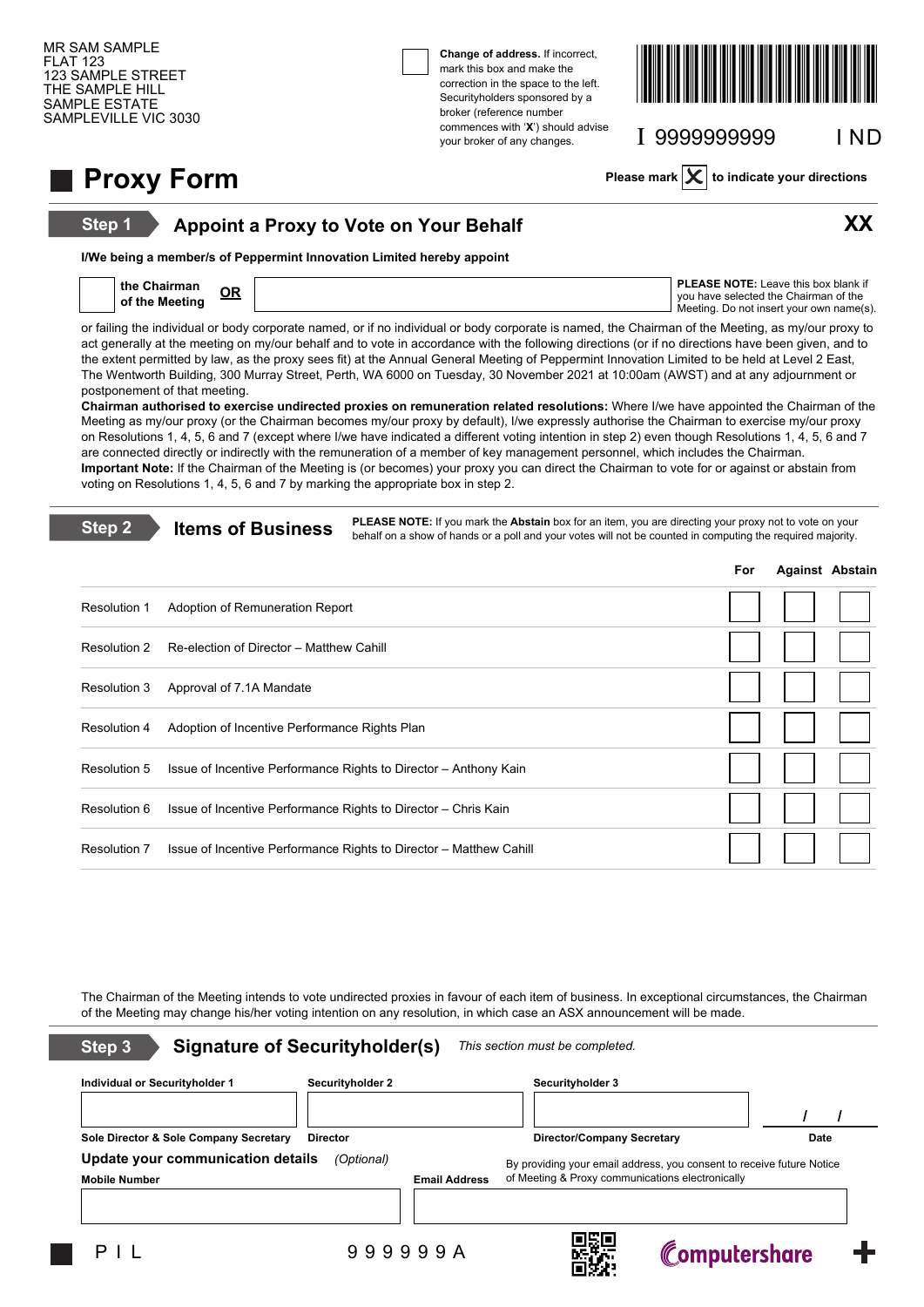MR SAM SAMPLE
FLAT 123
123 SAMPLE STREET
THE SAMPLE HILL
SAMPLE ESTATE
SAMPLEVILLE VIC 3030

☐ **Change of address.** If incorrect, mark this box and make the correction in the space to the left. Securityholders sponsored by a broker (reference number commences with '**X**') should advise your broker of any changes.

I 9999999999 IND

# Proxy Form

Please mark ☒ to indicate your directions

## Step 1 Appoint a Proxy to Vote on Your Behalf

**XX**

**I/We being a member/s of Peppermint Innovation Limited hereby appoint**

☐ **the Chairman of the Meeting** **OR** ________________

**PLEASE NOTE:** Leave this box blank if you have selected the Chairman of the Meeting. Do not insert your own name(s).

or failing the individual or body corporate named, or if no individual or body corporate is named, the Chairman of the Meeting, as my/our proxy to act generally at the meeting on my/our behalf and to vote in accordance with the following directions (or if no directions have been given, and to the extent permitted by law, as the proxy sees fit) at the Annual General Meeting of Peppermint Innovation Limited to be held at Level 2 East, The Wentworth Building, 300 Murray Street, Perth, WA 6000 on Tuesday, 30 November 2021 at 10:00am (AWST) and at any adjournment or postponement of that meeting.

**Chairman authorised to exercise undirected proxies on remuneration related resolutions:** Where I/we have appointed the Chairman of the Meeting as my/our proxy (or the Chairman becomes my/our proxy by default), I/we expressly authorise the Chairman to exercise my/our proxy on Resolutions 1, 4, 5, 6 and 7 (except where I/we have indicated a different voting intention in step 2) even though Resolutions 1, 4, 5, 6 and 7 are connected directly or indirectly with the remuneration of a member of key management personnel, which includes the Chairman.

**Important Note:** If the Chairman of the Meeting is (or becomes) your proxy you can direct the Chairman to vote for or against or abstain from voting on Resolutions 1, 4, 5, 6 and 7 by marking the appropriate box in step 2.

## Step 2 Items of Business

**PLEASE NOTE:** If you mark the **Abstain** box for an item, you are directing your proxy not to vote on your behalf on a show of hands or a poll and your votes will not be counted in computing the required majority.

| | | For | Against | Abstain |
|---|---|---|---|---|
| Resolution 1 | Adoption of Remuneration Report | ☐ | ☐ | ☐ |
| Resolution 2 | Re-election of Director – Matthew Cahill | ☐ | ☐ | ☐ |
| Resolution 3 | Approval of 7.1A Mandate | ☐ | ☐ | ☐ |
| Resolution 4 | Adoption of Incentive Performance Rights Plan | ☐ | ☐ | ☐ |
| Resolution 5 | Issue of Incentive Performance Rights to Director – Anthony Kain | ☐ | ☐ | ☐ |
| Resolution 6 | Issue of Incentive Performance Rights to Director – Chris Kain | ☐ | ☐ | ☐ |
| Resolution 7 | Issue of Incentive Performance Rights to Director – Matthew Cahill | ☐ | ☐ | ☐ |

The Chairman of the Meeting intends to vote undirected proxies in favour of each item of business. In exceptional circumstances, the Chairman of the Meeting may change his/her voting intention on any resolution, in which case an ASX announcement will be made.

## Step 3 Signature of Securityholder(s)

*This section must be completed.*

| Individual or Securityholder 1 | Securityholder 2 | Securityholder 3 | |
|---|---|---|---|
| | | | / / |
| Sole Director & Sole Company Secretary | Director | Director/Company Secretary | Date |

**Update your communication details** *(Optional)*

By providing your email address, you consent to receive future Notice of Meeting & Proxy communications electronically

| Mobile Number | Email Address |
|---|---|
| | |

P I L 9 9 9 9 9 9 A

Computershare